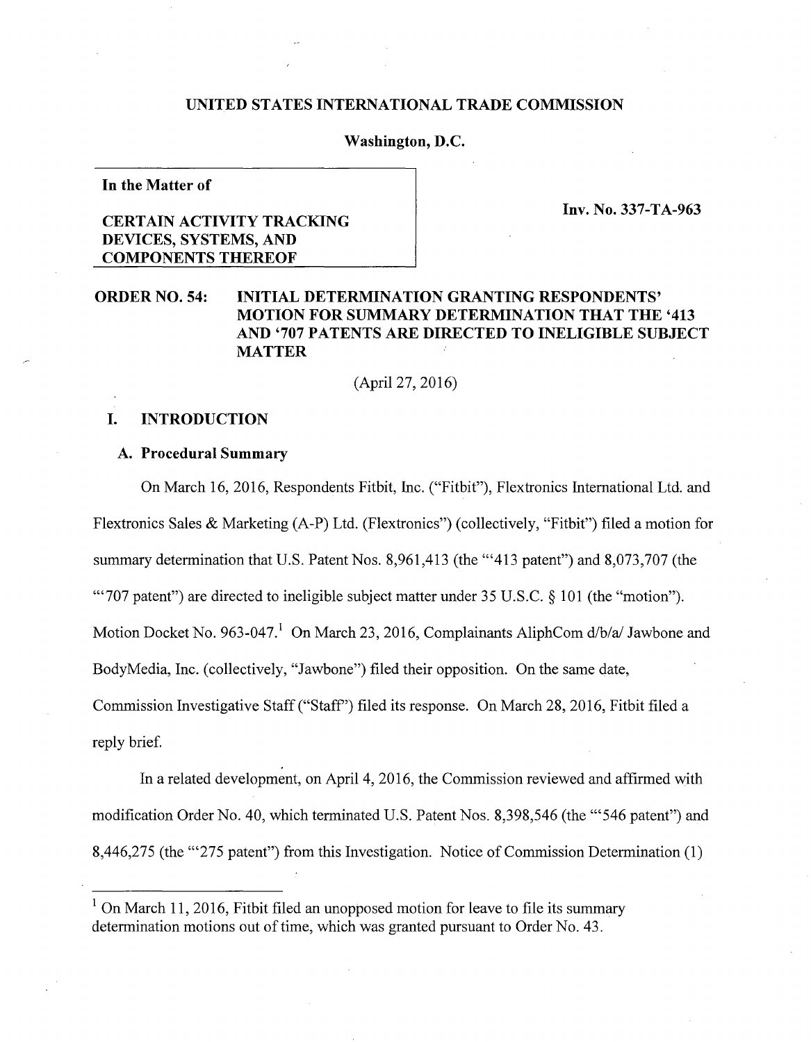**UNITED STATES INTERNATIONAL TRADE COMMISSION**

**Washington, D.C.**

| **In the Matter of** | |
|---|---|
| **CERTAIN ACTIVITY TRACKING DEVICES, SYSTEMS, AND COMPONENTS THEREOF** | **Inv. No. 337-TA-963** |

**ORDER NO. 54: INITIAL DETERMINATION GRANTING RESPONDENTS' MOTION FOR SUMMARY DETERMINATION THAT THE '413 AND '707 PATENTS ARE DIRECTED TO INELIGIBLE SUBJECT MATTER**

(April 27, 2016)

# I. INTRODUCTION

## A. Procedural Summary

On March 16, 2016, Respondents Fitbit, Inc. ("Fitbit"), Flextronics International Ltd. and Flextronics Sales & Marketing (A-P) Ltd. (Flextronics") (collectively, "Fitbit") filed a motion for summary determination that U.S. Patent Nos. 8,961,413 (the "'413 patent") and 8,073,707 (the "'707 patent") are directed to ineligible subject matter under 35 U.S.C. § 101 (the "motion"). Motion Docket No. 963-047.[1] On March 23, 2016, Complainants AliphCom d/b/a/ Jawbone and BodyMedia, Inc. (collectively, "Jawbone") filed their opposition. On the same date, Commission Investigative Staff ("Staff") filed its response. On March 28, 2016, Fitbit filed a reply brief.

In a related development, on April 4, 2016, the Commission reviewed and affirmed with modification Order No. 40, which terminated U.S. Patent Nos. 8,398,546 (the "'546 patent") and 8,446,275 (the "'275 patent") from this Investigation. Notice of Commission Determination (1)

[1] On March 11, 2016, Fitbit filed an unopposed motion for leave to file its summary determination motions out of time, which was granted pursuant to Order No. 43.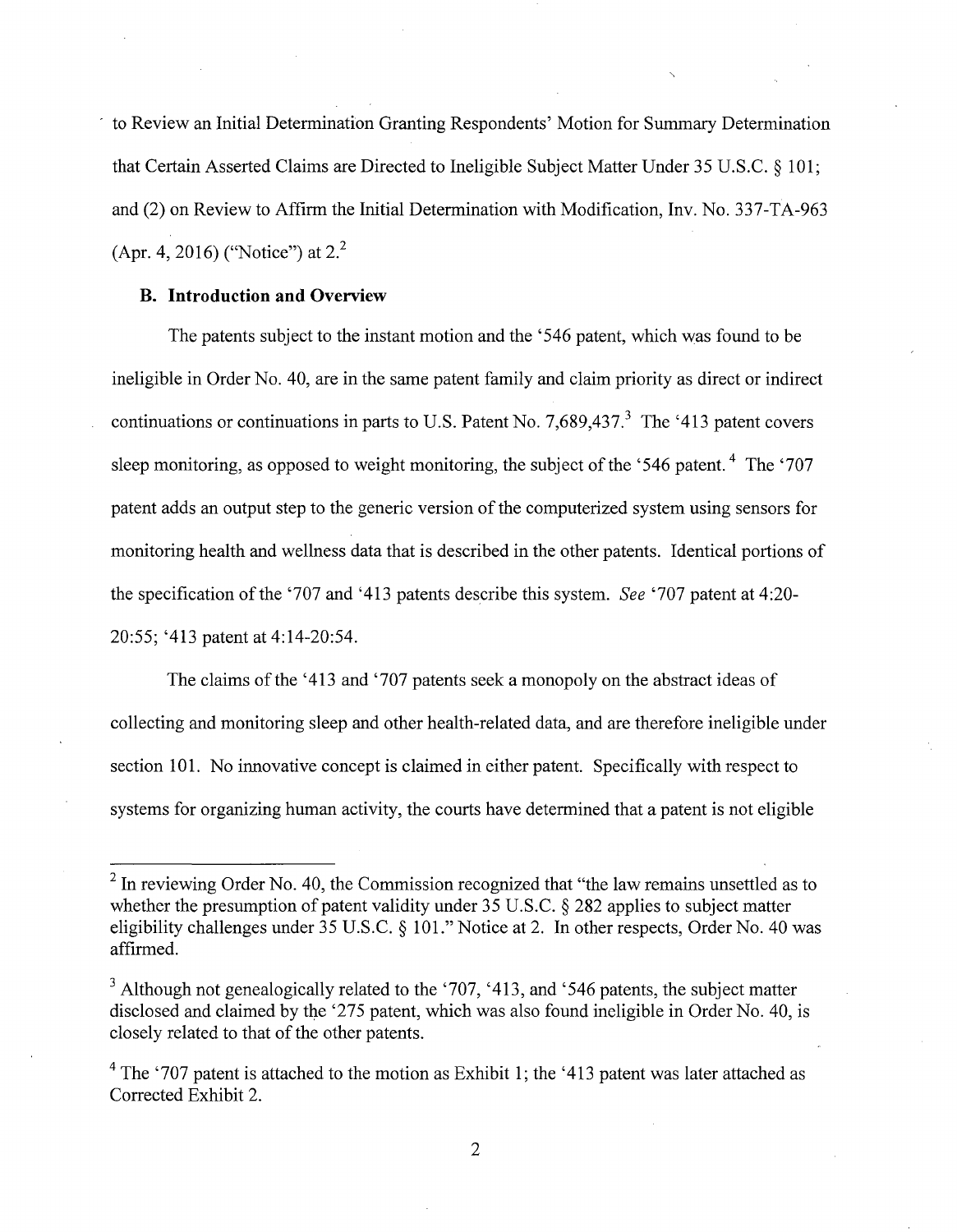to Review an Initial Determination Granting Respondents' Motion for Summary Determination that Certain Asserted Claims are Directed to Ineligible Subject Matter Under 35 U.S.C. § 101; and (2) on Review to Affirm the Initial Determination with Modification, Inv. No. 337-TA-963 (Apr. 4, 2016) ("Notice") at 2.[2]

### B. Introduction and Overview

The patents subject to the instant motion and the '546 patent, which was found to be ineligible in Order No. 40, are in the same patent family and claim priority as direct or indirect continuations or continuations in parts to U.S. Patent No. 7,689,437.[3] The '413 patent covers sleep monitoring, as opposed to weight monitoring, the subject of the '546 patent.[4] The '707 patent adds an output step to the generic version of the computerized system using sensors for monitoring health and wellness data that is described in the other patents. Identical portions of the specification of the '707 and '413 patents describe this system. *See* '707 patent at 4:20-20:55; '413 patent at 4:14-20:54.

The claims of the '413 and '707 patents seek a monopoly on the abstract ideas of collecting and monitoring sleep and other health-related data, and are therefore ineligible under section 101. No innovative concept is claimed in either patent. Specifically with respect to systems for organizing human activity, the courts have determined that a patent is not eligible

---

[2] In reviewing Order No. 40, the Commission recognized that "the law remains unsettled as to whether the presumption of patent validity under 35 U.S.C. § 282 applies to subject matter eligibility challenges under 35 U.S.C. § 101." Notice at 2. In other respects, Order No. 40 was affirmed.

[3] Although not genealogically related to the '707, '413, and '546 patents, the subject matter disclosed and claimed by the '275 patent, which was also found ineligible in Order No. 40, is closely related to that of the other patents.

[4] The '707 patent is attached to the motion as Exhibit 1; the '413 patent was later attached as Corrected Exhibit 2.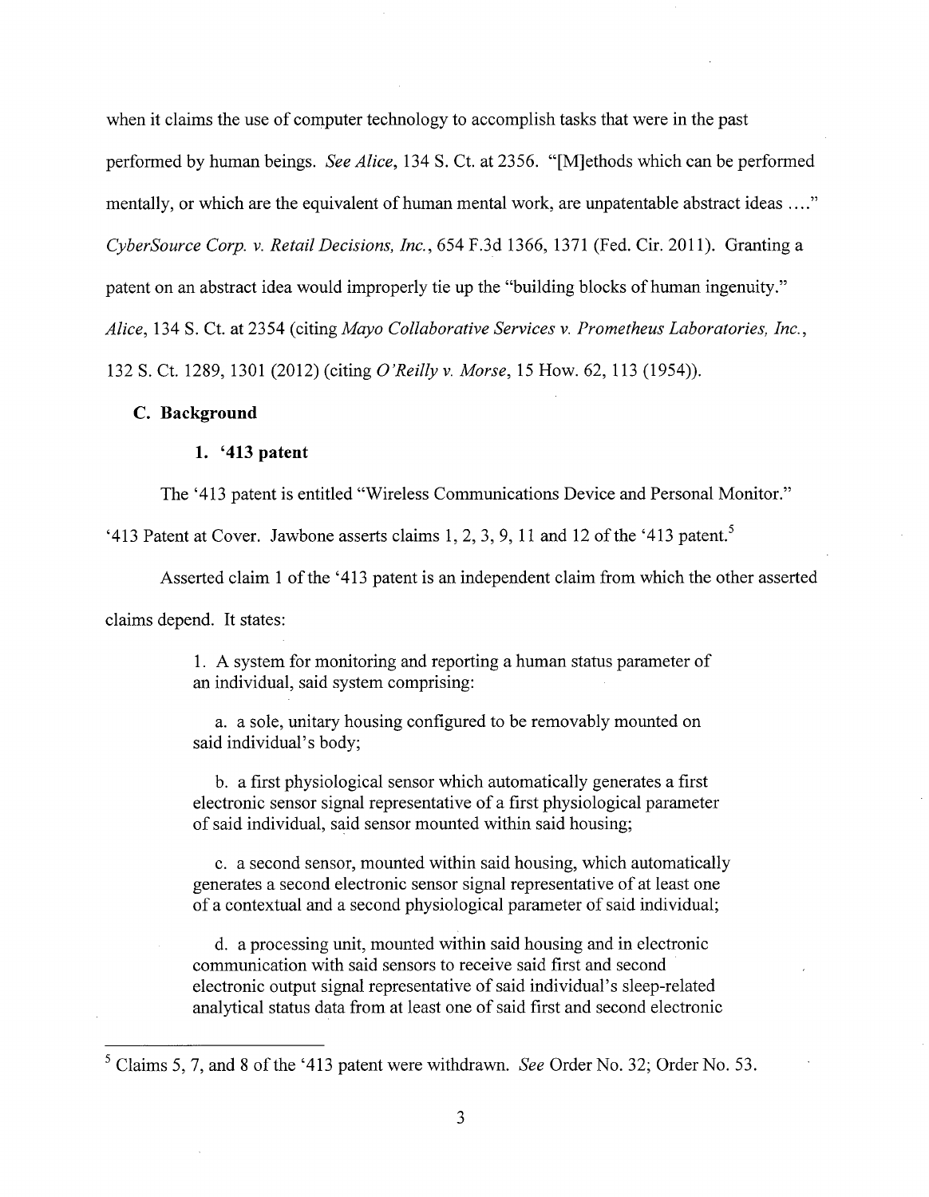when it claims the use of computer technology to accomplish tasks that were in the past performed by human beings. *See Alice*, 134 S. Ct. at 2356. "[M]ethods which can be performed mentally, or which are the equivalent of human mental work, are unpatentable abstract ideas ...." *CyberSource Corp. v. Retail Decisions, Inc.*, 654 F.3d 1366, 1371 (Fed. Cir. 2011). Granting a patent on an abstract idea would improperly tie up the "building blocks of human ingenuity." *Alice*, 134 S. Ct. at 2354 (citing *Mayo Collaborative Services v. Prometheus Laboratories, Inc.*, 132 S. Ct. 1289, 1301 (2012) (citing *O'Reilly v. Morse*, 15 How. 62, 113 (1954)).

### C. Background

#### 1. '413 patent

The '413 patent is entitled "Wireless Communications Device and Personal Monitor." '413 Patent at Cover. Jawbone asserts claims 1, 2, 3, 9, 11 and 12 of the '413 patent.[5]

Asserted claim 1 of the '413 patent is an independent claim from which the other asserted claims depend. It states:

> 1. A system for monitoring and reporting a human status parameter of an individual, said system comprising:
>
> a. a sole, unitary housing configured to be removably mounted on said individual's body;
>
> b. a first physiological sensor which automatically generates a first electronic sensor signal representative of a first physiological parameter of said individual, said sensor mounted within said housing;
>
> c. a second sensor, mounted within said housing, which automatically generates a second electronic sensor signal representative of at least one of a contextual and a second physiological parameter of said individual;
>
> d. a processing unit, mounted within said housing and in electronic communication with said sensors to receive said first and second electronic output signal representative of said individual's sleep-related analytical status data from at least one of said first and second electronic

---

[5] Claims 5, 7, and 8 of the '413 patent were withdrawn. *See* Order No. 32; Order No. 53.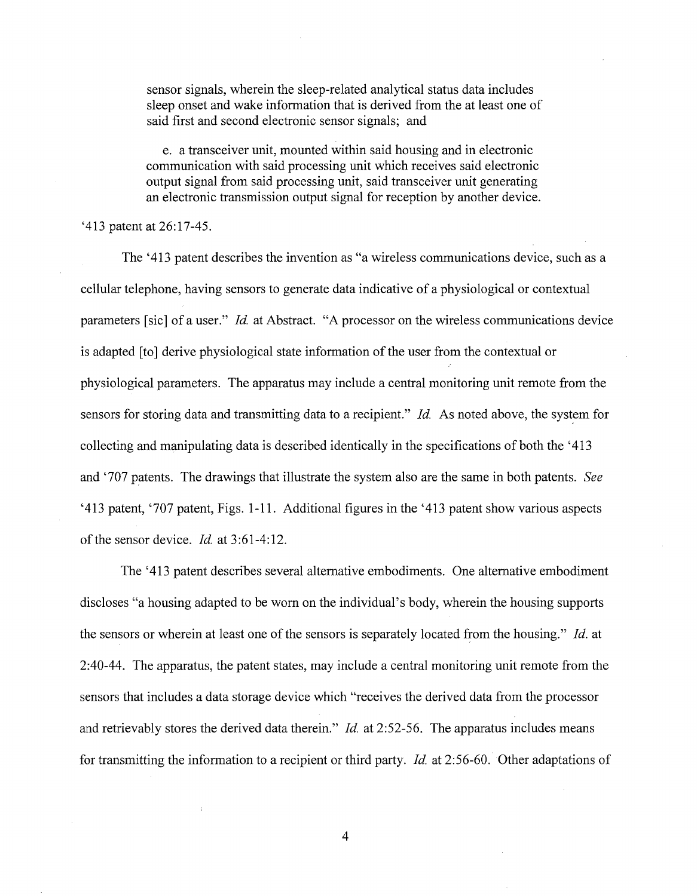> sensor signals, wherein the sleep-related analytical status data includes sleep onset and wake information that is derived from the at least one of said first and second electronic sensor signals; and
>
> e. a transceiver unit, mounted within said housing and in electronic communication with said processing unit which receives said electronic output signal from said processing unit, said transceiver unit generating an electronic transmission output signal for reception by another device.

'413 patent at 26:17-45.

The '413 patent describes the invention as "a wireless communications device, such as a cellular telephone, having sensors to generate data indicative of a physiological or contextual parameters [sic] of a user." *Id.* at Abstract. "A processor on the wireless communications device is adapted [to] derive physiological state information of the user from the contextual or physiological parameters. The apparatus may include a central monitoring unit remote from the sensors for storing data and transmitting data to a recipient." *Id.* As noted above, the system for collecting and manipulating data is described identically in the specifications of both the '413 and '707 patents. The drawings that illustrate the system also are the same in both patents. *See* '413 patent, '707 patent, Figs. 1-11. Additional figures in the '413 patent show various aspects of the sensor device. *Id.* at 3:61-4:12.

The '413 patent describes several alternative embodiments. One alternative embodiment discloses "a housing adapted to be worn on the individual's body, wherein the housing supports the sensors or wherein at least one of the sensors is separately located from the housing." *Id.* at 2:40-44. The apparatus, the patent states, may include a central monitoring unit remote from the sensors that includes a data storage device which "receives the derived data from the processor and retrievably stores the derived data therein." *Id.* at 2:52-56. The apparatus includes means for transmitting the information to a recipient or third party. *Id.* at 2:56-60. Other adaptations of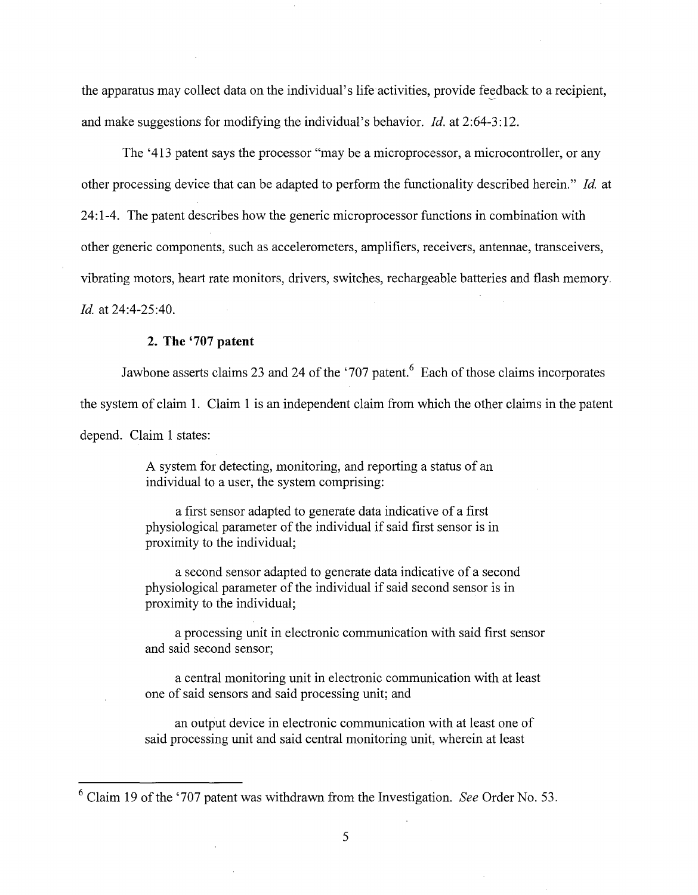the apparatus may collect data on the individual's life activities, provide feedback to a recipient, and make suggestions for modifying the individual's behavior. *Id.* at 2:64-3:12.

The '413 patent says the processor "may be a microprocessor, a microcontroller, or any other processing device that can be adapted to perform the functionality described herein." *Id.* at 24:1-4. The patent describes how the generic microprocessor functions in combination with other generic components, such as accelerometers, amplifiers, receivers, antennae, transceivers, vibrating motors, heart rate monitors, drivers, switches, rechargeable batteries and flash memory. *Id.* at 24:4-25:40.

### 2. The '707 patent

Jawbone asserts claims 23 and 24 of the '707 patent.[6] Each of those claims incorporates the system of claim 1. Claim 1 is an independent claim from which the other claims in the patent depend. Claim 1 states:

> A system for detecting, monitoring, and reporting a status of an individual to a user, the system comprising:
>
> a first sensor adapted to generate data indicative of a first physiological parameter of the individual if said first sensor is in proximity to the individual;
>
> a second sensor adapted to generate data indicative of a second physiological parameter of the individual if said second sensor is in proximity to the individual;
>
> a processing unit in electronic communication with said first sensor and said second sensor;
>
> a central monitoring unit in electronic communication with at least one of said sensors and said processing unit; and
>
> an output device in electronic communication with at least one of said processing unit and said central monitoring unit, wherein at least

[6] Claim 19 of the '707 patent was withdrawn from the Investigation. *See* Order No. 53.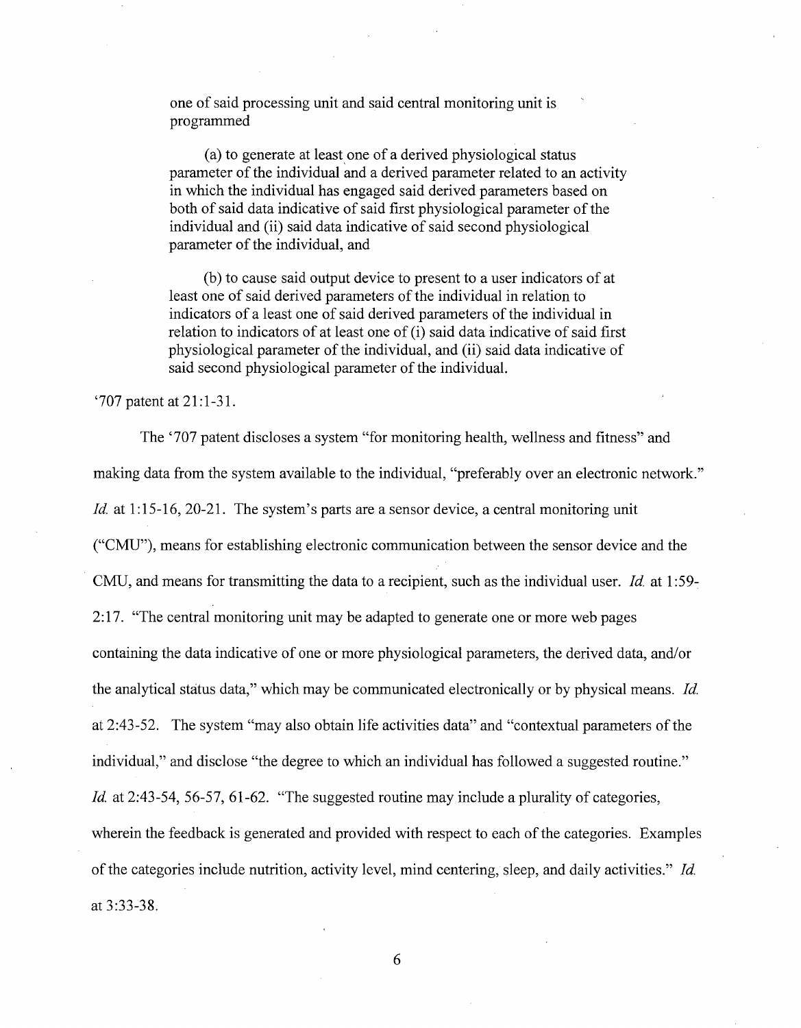> one of said processing unit and said central monitoring unit is programmed
>
> (a) to generate at least one of a derived physiological status parameter of the individual and a derived parameter related to an activity in which the individual has engaged said derived parameters based on both of said data indicative of said first physiological parameter of the individual and (ii) said data indicative of said second physiological parameter of the individual, and
>
> (b) to cause said output device to present to a user indicators of at least one of said derived parameters of the individual in relation to indicators of a least one of said derived parameters of the individual in relation to indicators of at least one of (i) said data indicative of said first physiological parameter of the individual, and (ii) said data indicative of said second physiological parameter of the individual.

'707 patent at 21:1-31.

The '707 patent discloses a system "for monitoring health, wellness and fitness" and making data from the system available to the individual, "preferably over an electronic network." *Id.* at 1:15-16, 20-21. The system's parts are a sensor device, a central monitoring unit ("CMU"), means for establishing electronic communication between the sensor device and the CMU, and means for transmitting the data to a recipient, such as the individual user. *Id.* at 1:59-2:17. "The central monitoring unit may be adapted to generate one or more web pages containing the data indicative of one or more physiological parameters, the derived data, and/or the analytical status data," which may be communicated electronically or by physical means. *Id.* at 2:43-52. The system "may also obtain life activities data" and "contextual parameters of the individual," and disclose "the degree to which an individual has followed a suggested routine." *Id.* at 2:43-54, 56-57, 61-62. "The suggested routine may include a plurality of categories, wherein the feedback is generated and provided with respect to each of the categories. Examples of the categories include nutrition, activity level, mind centering, sleep, and daily activities." *Id.* at 3:33-38.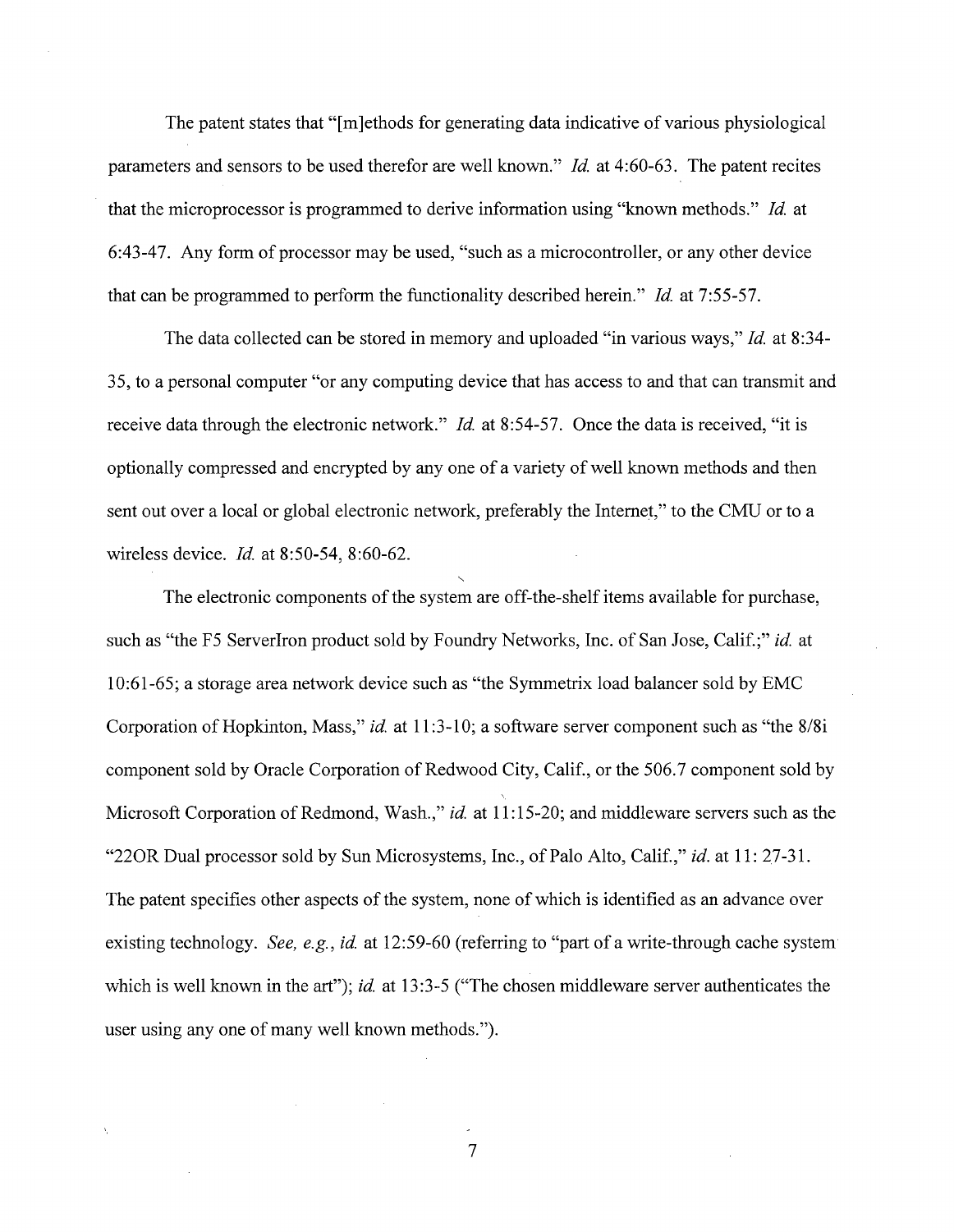The patent states that "[m]ethods for generating data indicative of various physiological parameters and sensors to be used therefor are well known." *Id.* at 4:60-63. The patent recites that the microprocessor is programmed to derive information using "known methods." *Id.* at 6:43-47. Any form of processor may be used, "such as a microcontroller, or any other device that can be programmed to perform the functionality described herein." *Id.* at 7:55-57.

The data collected can be stored in memory and uploaded "in various ways," *Id.* at 8:34-35, to a personal computer "or any computing device that has access to and that can transmit and receive data through the electronic network." *Id.* at 8:54-57. Once the data is received, "it is optionally compressed and encrypted by any one of a variety of well known methods and then sent out over a local or global electronic network, preferably the Internet," to the CMU or to a wireless device. *Id.* at 8:50-54, 8:60-62.

The electronic components of the system are off-the-shelf items available for purchase, such as "the F5 ServerIron product sold by Foundry Networks, Inc. of San Jose, Calif.;" *id.* at 10:61-65; a storage area network device such as "the Symmetrix load balancer sold by EMC Corporation of Hopkinton, Mass," *id.* at 11:3-10; a software server component such as "the 8/8i component sold by Oracle Corporation of Redwood City, Calif., or the 506.7 component sold by Microsoft Corporation of Redmond, Wash.," *id.* at 11:15-20; and middleware servers such as the "22OR Dual processor sold by Sun Microsystems, Inc., of Palo Alto, Calif.," *id.* at 11: 27-31. The patent specifies other aspects of the system, none of which is identified as an advance over existing technology. *See, e.g., id.* at 12:59-60 (referring to "part of a write-through cache system which is well known in the art"); *id.* at 13:3-5 ("The chosen middleware server authenticates the user using any one of many well known methods.").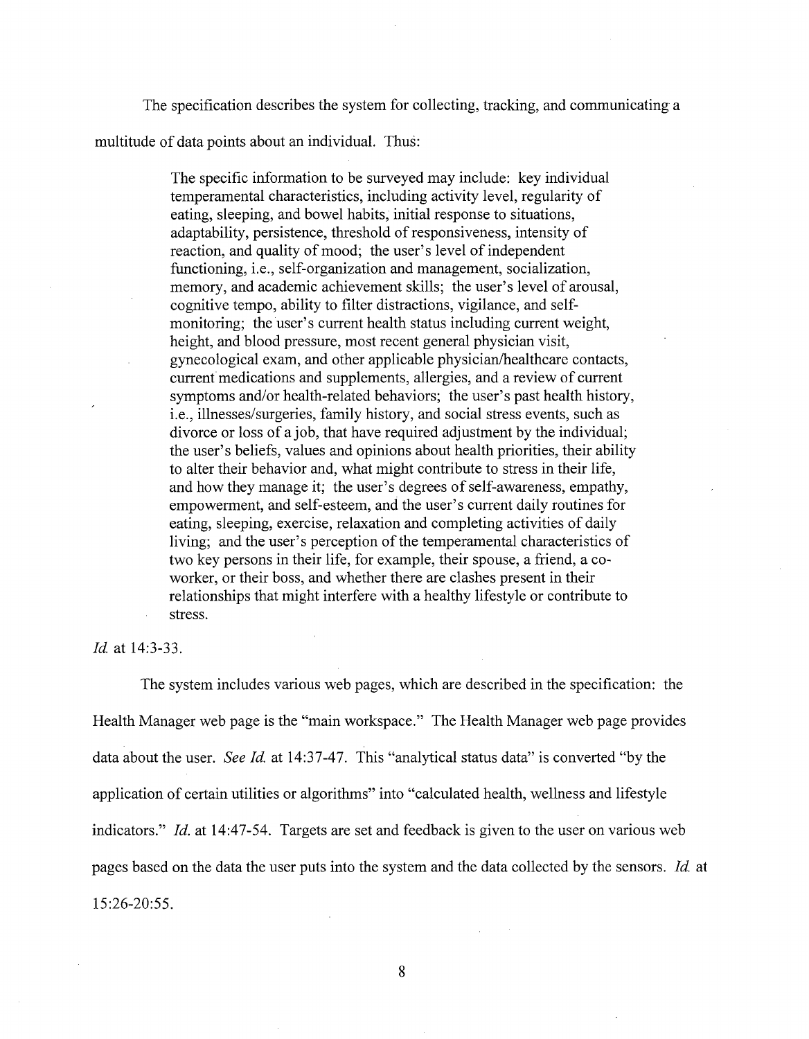The specification describes the system for collecting, tracking, and communicating a multitude of data points about an individual. Thus:

> The specific information to be surveyed may include: key individual temperamental characteristics, including activity level, regularity of eating, sleeping, and bowel habits, initial response to situations, adaptability, persistence, threshold of responsiveness, intensity of reaction, and quality of mood; the user's level of independent functioning, i.e., self-organization and management, socialization, memory, and academic achievement skills; the user's level of arousal, cognitive tempo, ability to filter distractions, vigilance, and self-monitoring; the user's current health status including current weight, height, and blood pressure, most recent general physician visit, gynecological exam, and other applicable physician/healthcare contacts, current medications and supplements, allergies, and a review of current symptoms and/or health-related behaviors; the user's past health history, i.e., illnesses/surgeries, family history, and social stress events, such as divorce or loss of a job, that have required adjustment by the individual; the user's beliefs, values and opinions about health priorities, their ability to alter their behavior and, what might contribute to stress in their life, and how they manage it; the user's degrees of self-awareness, empathy, empowerment, and self-esteem, and the user's current daily routines for eating, sleeping, exercise, relaxation and completing activities of daily living; and the user's perception of the temperamental characteristics of two key persons in their life, for example, their spouse, a friend, a co-worker, or their boss, and whether there are clashes present in their relationships that might interfere with a healthy lifestyle or contribute to stress.

*Id.* at 14:3-33.

The system includes various web pages, which are described in the specification: the Health Manager web page is the "main workspace." The Health Manager web page provides data about the user. *See Id.* at 14:37-47. This "analytical status data" is converted "by the application of certain utilities or algorithms" into "calculated health, wellness and lifestyle indicators." *Id.* at 14:47-54. Targets are set and feedback is given to the user on various web pages based on the data the user puts into the system and the data collected by the sensors. *Id.* at 15:26-20:55.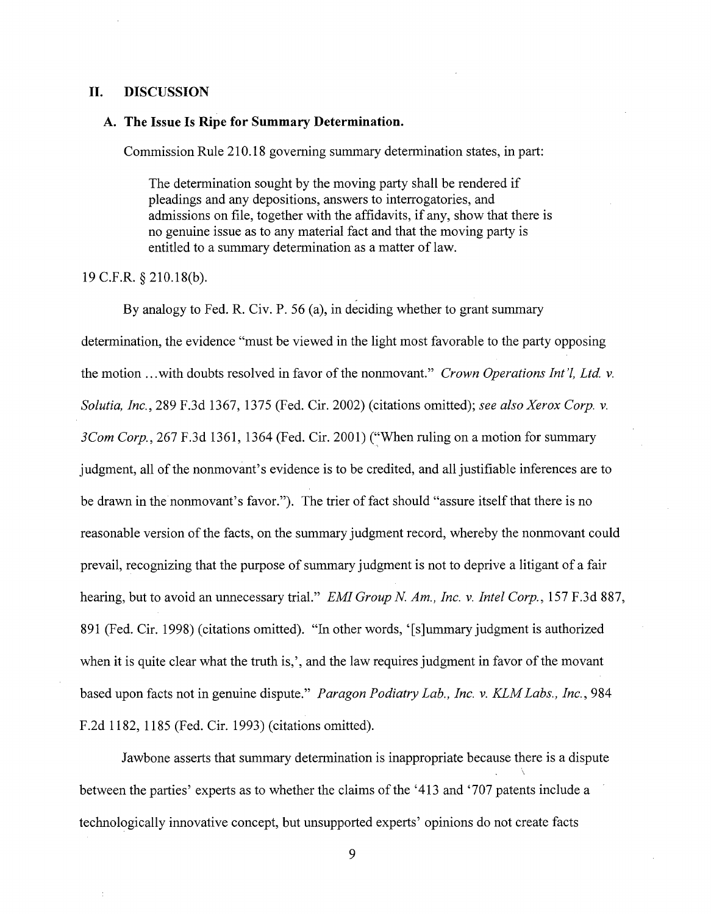## II. DISCUSSION

### A. The Issue Is Ripe for Summary Determination.

Commission Rule 210.18 governing summary determination states, in part:

> The determination sought by the moving party shall be rendered if pleadings and any depositions, answers to interrogatories, and admissions on file, together with the affidavits, if any, show that there is no genuine issue as to any material fact and that the moving party is entitled to a summary determination as a matter of law.

19 C.F.R. § 210.18(b).

By analogy to Fed. R. Civ. P. 56 (a), in deciding whether to grant summary determination, the evidence "must be viewed in the light most favorable to the party opposing the motion ...with doubts resolved in favor of the nonmovant." *Crown Operations Int'l, Ltd. v. Solutia, Inc.*, 289 F.3d 1367, 1375 (Fed. Cir. 2002) (citations omitted); *see also Xerox Corp. v. 3Com Corp.*, 267 F.3d 1361, 1364 (Fed. Cir. 2001) ("When ruling on a motion for summary judgment, all of the nonmovant's evidence is to be credited, and all justifiable inferences are to be drawn in the nonmovant's favor."). The trier of fact should "assure itself that there is no reasonable version of the facts, on the summary judgment record, whereby the nonmovant could prevail, recognizing that the purpose of summary judgment is not to deprive a litigant of a fair hearing, but to avoid an unnecessary trial." *EMI Group N. Am., Inc. v. Intel Corp.*, 157 F.3d 887, 891 (Fed. Cir. 1998) (citations omitted). "In other words, '[s]ummary judgment is authorized when it is quite clear what the truth is,', and the law requires judgment in favor of the movant based upon facts not in genuine dispute." *Paragon Podiatry Lab., Inc. v. KLM Labs., Inc.*, 984 F.2d 1182, 1185 (Fed. Cir. 1993) (citations omitted).

Jawbone asserts that summary determination is inappropriate because there is a dispute between the parties' experts as to whether the claims of the '413 and '707 patents include a technologically innovative concept, but unsupported experts' opinions do not create facts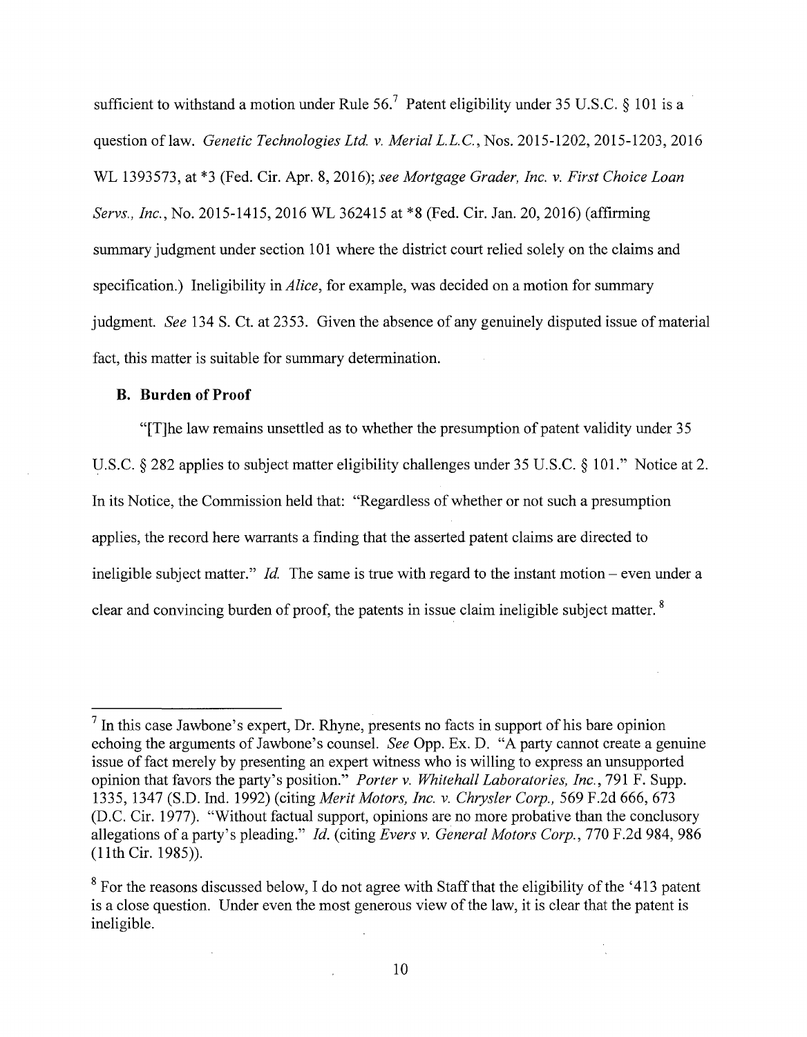sufficient to withstand a motion under Rule 56.[7] Patent eligibility under 35 U.S.C. § 101 is a question of law. *Genetic Technologies Ltd. v. Merial L.L.C.*, Nos. 2015-1202, 2015-1203, 2016 WL 1393573, at *3 (Fed. Cir. Apr. 8, 2016); *see Mortgage Grader, Inc. v. First Choice Loan Servs., Inc.*, No. 2015-1415, 2016 WL 362415 at *8 (Fed. Cir. Jan. 20, 2016) (affirming summary judgment under section 101 where the district court relied solely on the claims and specification.) Ineligibility in *Alice*, for example, was decided on a motion for summary judgment. *See* 134 S. Ct. at 2353. Given the absence of any genuinely disputed issue of material fact, this matter is suitable for summary determination.

### B. Burden of Proof

"[T]he law remains unsettled as to whether the presumption of patent validity under 35 U.S.C. § 282 applies to subject matter eligibility challenges under 35 U.S.C. § 101." Notice at 2. In its Notice, the Commission held that: "Regardless of whether or not such a presumption applies, the record here warrants a finding that the asserted patent claims are directed to ineligible subject matter." *Id.* The same is true with regard to the instant motion – even under a clear and convincing burden of proof, the patents in issue claim ineligible subject matter.[8]

---

[7] In this case Jawbone's expert, Dr. Rhyne, presents no facts in support of his bare opinion echoing the arguments of Jawbone's counsel. *See* Opp. Ex. D. "A party cannot create a genuine issue of fact merely by presenting an expert witness who is willing to express an unsupported opinion that favors the party's position." *Porter v. Whitehall Laboratories, Inc.*, 791 F. Supp. 1335, 1347 (S.D. Ind. 1992) (citing *Merit Motors, Inc. v. Chrysler Corp.*, 569 F.2d 666, 673 (D.C. Cir. 1977). "Without factual support, opinions are no more probative than the conclusory allegations of a party's pleading." *Id.* (citing *Evers v. General Motors Corp.*, 770 F.2d 984, 986 (11th Cir. 1985)).

[8] For the reasons discussed below, I do not agree with Staff that the eligibility of the '413 patent is a close question. Under even the most generous view of the law, it is clear that the patent is ineligible.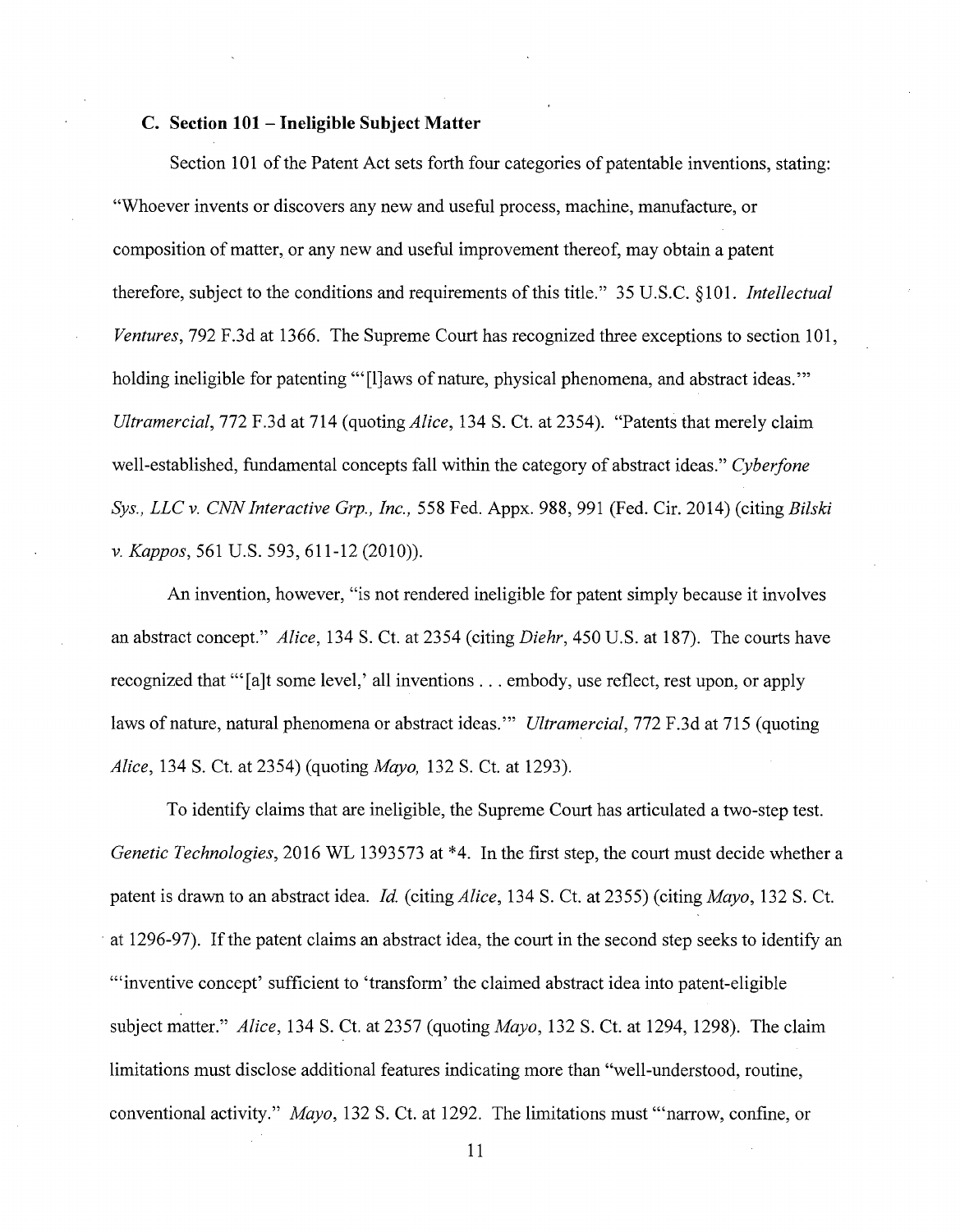### C. Section 101 – Ineligible Subject Matter

Section 101 of the Patent Act sets forth four categories of patentable inventions, stating: "Whoever invents or discovers any new and useful process, machine, manufacture, or composition of matter, or any new and useful improvement thereof, may obtain a patent therefore, subject to the conditions and requirements of this title." 35 U.S.C. §101. *Intellectual Ventures*, 792 F.3d at 1366. The Supreme Court has recognized three exceptions to section 101, holding ineligible for patenting "'[l]aws of nature, physical phenomena, and abstract ideas.'" *Ultramercial*, 772 F.3d at 714 (quoting *Alice*, 134 S. Ct. at 2354). "Patents that merely claim well-established, fundamental concepts fall within the category of abstract ideas." *Cyberfone Sys., LLC v. CNN Interactive Grp., Inc.*, 558 Fed. Appx. 988, 991 (Fed. Cir. 2014) (citing *Bilski v. Kappos*, 561 U.S. 593, 611-12 (2010)).

An invention, however, "is not rendered ineligible for patent simply because it involves an abstract concept." *Alice*, 134 S. Ct. at 2354 (citing *Diehr*, 450 U.S. at 187). The courts have recognized that "'[a]t some level,' all inventions . . . embody, use reflect, rest upon, or apply laws of nature, natural phenomena or abstract ideas.'" *Ultramercial*, 772 F.3d at 715 (quoting *Alice*, 134 S. Ct. at 2354) (quoting *Mayo,* 132 S. Ct. at 1293).

To identify claims that are ineligible, the Supreme Court has articulated a two-step test. *Genetic Technologies*, 2016 WL 1393573 at *4. In the first step, the court must decide whether a patent is drawn to an abstract idea. *Id.* (citing *Alice*, 134 S. Ct. at 2355) (citing *Mayo*, 132 S. Ct. at 1296-97). If the patent claims an abstract idea, the court in the second step seeks to identify an "'inventive concept' sufficient to 'transform' the claimed abstract idea into patent-eligible subject matter." *Alice*, 134 S. Ct. at 2357 (quoting *Mayo*, 132 S. Ct. at 1294, 1298). The claim limitations must disclose additional features indicating more than "well-understood, routine, conventional activity." *Mayo*, 132 S. Ct. at 1292. The limitations must "'narrow, confine, or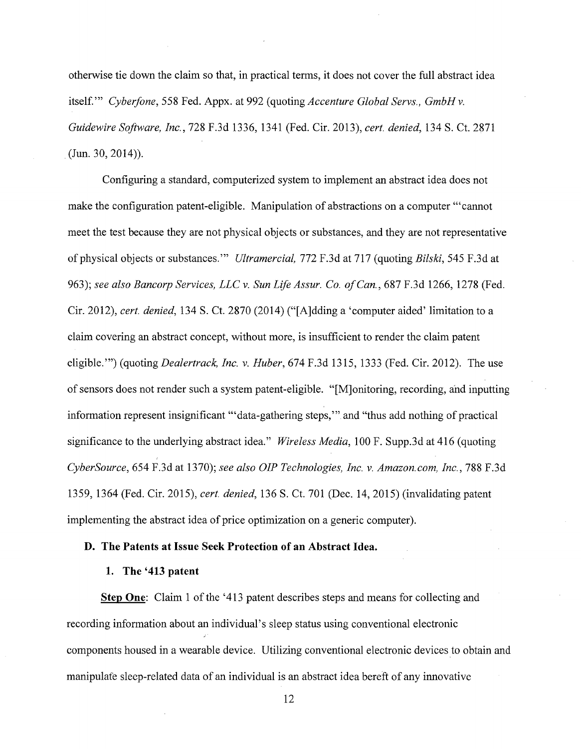otherwise tie down the claim so that, in practical terms, it does not cover the full abstract idea itself.'" *Cyberfone*, 558 Fed. Appx. at 992 (quoting *Accenture Global Servs., GmbH v. Guidewire Software, Inc.*, 728 F.3d 1336, 1341 (Fed. Cir. 2013), *cert. denied*, 134 S. Ct. 2871 (Jun. 30, 2014)).

Configuring a standard, computerized system to implement an abstract idea does not make the configuration patent-eligible. Manipulation of abstractions on a computer "'cannot meet the test because they are not physical objects or substances, and they are not representative of physical objects or substances.'" *Ultramercial,* 772 F.3d at 717 (quoting *Bilski*, 545 F.3d at 963); *see also Bancorp Services, LLC v. Sun Life Assur. Co. of Can.*, 687 F.3d 1266, 1278 (Fed. Cir. 2012), *cert. denied*, 134 S. Ct. 2870 (2014) ("[A]dding a 'computer aided' limitation to a claim covering an abstract concept, without more, is insufficient to render the claim patent eligible.'") (quoting *Dealertrack, Inc. v. Huber*, 674 F.3d 1315, 1333 (Fed. Cir. 2012). The use of sensors does not render such a system patent-eligible. "[M]onitoring, recording, and inputting information represent insignificant "'data-gathering steps,'" and "thus add nothing of practical significance to the underlying abstract idea." *Wireless Media*, 100 F. Supp.3d at 416 (quoting *CyberSource*, 654 F.3d at 1370); *see also OIP Technologies, Inc. v. Amazon.com, Inc.*, 788 F.3d 1359, 1364 (Fed. Cir. 2015), *cert. denied*, 136 S. Ct. 701 (Dec. 14, 2015) (invalidating patent implementing the abstract idea of price optimization on a generic computer).

### D. The Patents at Issue Seek Protection of an Abstract Idea.

#### 1. The '413 patent

**Step One**: Claim 1 of the '413 patent describes steps and means for collecting and recording information about an individual's sleep status using conventional electronic components housed in a wearable device. Utilizing conventional electronic devices to obtain and manipulate sleep-related data of an individual is an abstract idea bereft of any innovative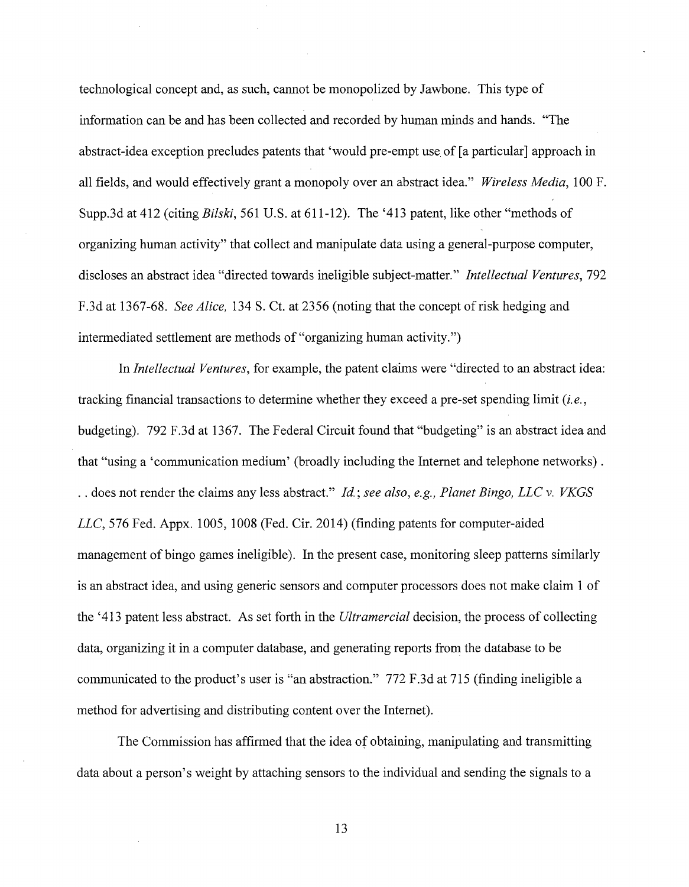technological concept and, as such, cannot be monopolized by Jawbone. This type of information can be and has been collected and recorded by human minds and hands. "The abstract-idea exception precludes patents that 'would pre-empt use of [a particular] approach in all fields, and would effectively grant a monopoly over an abstract idea." *Wireless Media*, 100 F. Supp.3d at 412 (citing *Bilski*, 561 U.S. at 611-12). The '413 patent, like other "methods of organizing human activity" that collect and manipulate data using a general-purpose computer, discloses an abstract idea "directed towards ineligible subject-matter." *Intellectual Ventures*, 792 F.3d at 1367-68. *See Alice*, 134 S. Ct. at 2356 (noting that the concept of risk hedging and intermediated settlement are methods of "organizing human activity.")

In *Intellectual Ventures*, for example, the patent claims were "directed to an abstract idea: tracking financial transactions to determine whether they exceed a pre-set spending limit (*i.e.*, budgeting). 792 F.3d at 1367. The Federal Circuit found that "budgeting" is an abstract idea and that "using a 'communication medium' (broadly including the Internet and telephone networks) . . . does not render the claims any less abstract." *Id.*; *see also, e.g., Planet Bingo, LLC v. VKGS LLC*, 576 Fed. Appx. 1005, 1008 (Fed. Cir. 2014) (finding patents for computer-aided management of bingo games ineligible). In the present case, monitoring sleep patterns similarly is an abstract idea, and using generic sensors and computer processors does not make claim 1 of the '413 patent less abstract. As set forth in the *Ultramercial* decision, the process of collecting data, organizing it in a computer database, and generating reports from the database to be communicated to the product's user is "an abstraction." 772 F.3d at 715 (finding ineligible a method for advertising and distributing content over the Internet).

The Commission has affirmed that the idea of obtaining, manipulating and transmitting data about a person's weight by attaching sensors to the individual and sending the signals to a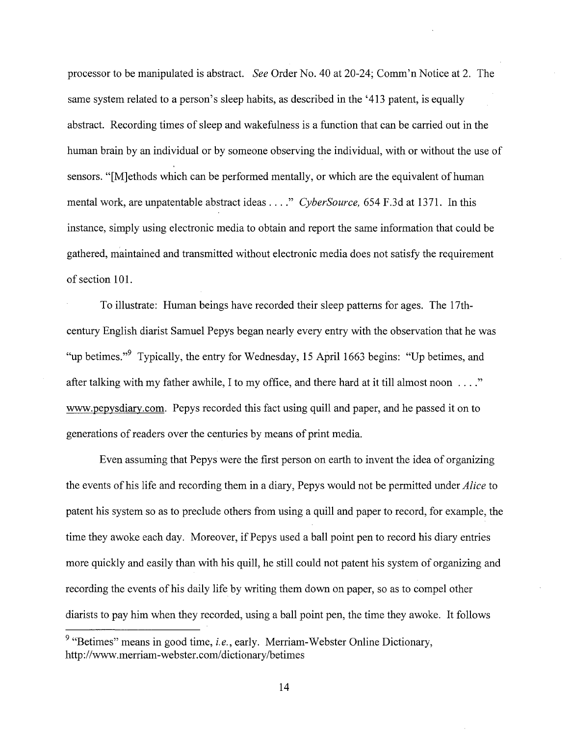processor to be manipulated is abstract. *See* Order No. 40 at 20-24; Comm'n Notice at 2. The same system related to a person's sleep habits, as described in the '413 patent, is equally abstract. Recording times of sleep and wakefulness is a function that can be carried out in the human brain by an individual or by someone observing the individual, with or without the use of sensors. "[M]ethods which can be performed mentally, or which are the equivalent of human mental work, are unpatentable abstract ideas . . . ." *CyberSource,* 654 F.3d at 1371. In this instance, simply using electronic media to obtain and report the same information that could be gathered, maintained and transmitted without electronic media does not satisfy the requirement of section 101.

To illustrate: Human beings have recorded their sleep patterns for ages. The 17th-century English diarist Samuel Pepys began nearly every entry with the observation that he was "up betimes."[9] Typically, the entry for Wednesday, 15 April 1663 begins: "Up betimes, and after talking with my father awhile, I to my office, and there hard at it till almost noon . . . ." www.pepysdiary.com. Pepys recorded this fact using quill and paper, and he passed it on to generations of readers over the centuries by means of print media.

Even assuming that Pepys were the first person on earth to invent the idea of organizing the events of his life and recording them in a diary, Pepys would not be permitted under *Alice* to patent his system so as to preclude others from using a quill and paper to record, for example, the time they awoke each day. Moreover, if Pepys used a ball point pen to record his diary entries more quickly and easily than with his quill, he still could not patent his system of organizing and recording the events of his daily life by writing them down on paper, so as to compel other diarists to pay him when they recorded, using a ball point pen, the time they awoke. It follows

[9] "Betimes" means in good time, *i.e.*, early. Merriam-Webster Online Dictionary, http://www.merriam-webster.com/dictionary/betimes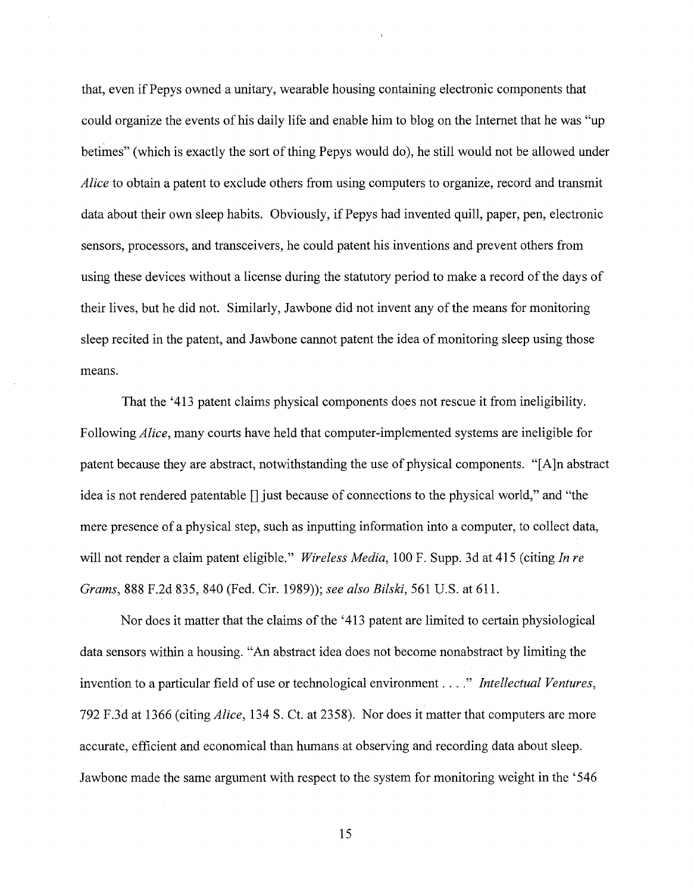that, even if Pepys owned a unitary, wearable housing containing electronic components that could organize the events of his daily life and enable him to blog on the Internet that he was "up betimes" (which is exactly the sort of thing Pepys would do), he still would not be allowed under *Alice* to obtain a patent to exclude others from using computers to organize, record and transmit data about their own sleep habits. Obviously, if Pepys had invented quill, paper, pen, electronic sensors, processors, and transceivers, he could patent his inventions and prevent others from using these devices without a license during the statutory period to make a record of the days of their lives, but he did not. Similarly, Jawbone did not invent any of the means for monitoring sleep recited in the patent, and Jawbone cannot patent the idea of monitoring sleep using those means.

That the '413 patent claims physical components does not rescue it from ineligibility. Following *Alice*, many courts have held that computer-implemented systems are ineligible for patent because they are abstract, notwithstanding the use of physical components. "[A]n abstract idea is not rendered patentable [] just because of connections to the physical world," and "the mere presence of a physical step, such as inputting information into a computer, to collect data, will not render a claim patent eligible." *Wireless Media*, 100 F. Supp. 3d at 415 (citing *In re Grams*, 888 F.2d 835, 840 (Fed. Cir. 1989)); *see also Bilski*, 561 U.S. at 611.

Nor does it matter that the claims of the '413 patent are limited to certain physiological data sensors within a housing. "An abstract idea does not become nonabstract by limiting the invention to a particular field of use or technological environment . . . ." *Intellectual Ventures*, 792 F.3d at 1366 (citing *Alice*, 134 S. Ct. at 2358). Nor does it matter that computers are more accurate, efficient and economical than humans at observing and recording data about sleep. Jawbone made the same argument with respect to the system for monitoring weight in the '546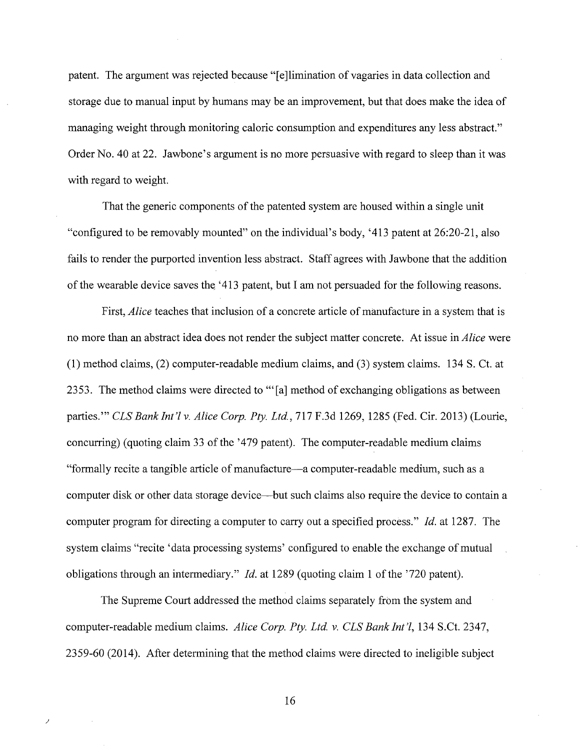patent. The argument was rejected because "[e]limination of vagaries in data collection and storage due to manual input by humans may be an improvement, but that does make the idea of managing weight through monitoring caloric consumption and expenditures any less abstract." Order No. 40 at 22. Jawbone's argument is no more persuasive with regard to sleep than it was with regard to weight.

That the generic components of the patented system are housed within a single unit "configured to be removably mounted" on the individual's body, '413 patent at 26:20-21, also fails to render the purported invention less abstract. Staff agrees with Jawbone that the addition of the wearable device saves the '413 patent, but I am not persuaded for the following reasons.

First, *Alice* teaches that inclusion of a concrete article of manufacture in a system that is no more than an abstract idea does not render the subject matter concrete. At issue in *Alice* were (1) method claims, (2) computer-readable medium claims, and (3) system claims. 134 S. Ct. at 2353. The method claims were directed to "'[a] method of exchanging obligations as between parties.'" *CLS Bank Int'l v. Alice Corp. Pty. Ltd.*, 717 F.3d 1269, 1285 (Fed. Cir. 2013) (Lourie, concurring) (quoting claim 33 of the '479 patent). The computer-readable medium claims "formally recite a tangible article of manufacture—a computer-readable medium, such as a computer disk or other data storage device—but such claims also require the device to contain a computer program for directing a computer to carry out a specified process." *Id.* at 1287. The system claims "recite 'data processing systems' configured to enable the exchange of mutual obligations through an intermediary." *Id.* at 1289 (quoting claim 1 of the '720 patent).

The Supreme Court addressed the method claims separately from the system and computer-readable medium claims. *Alice Corp. Pty. Ltd. v. CLS Bank Int'l*, 134 S.Ct. 2347, 2359-60 (2014). After determining that the method claims were directed to ineligible subject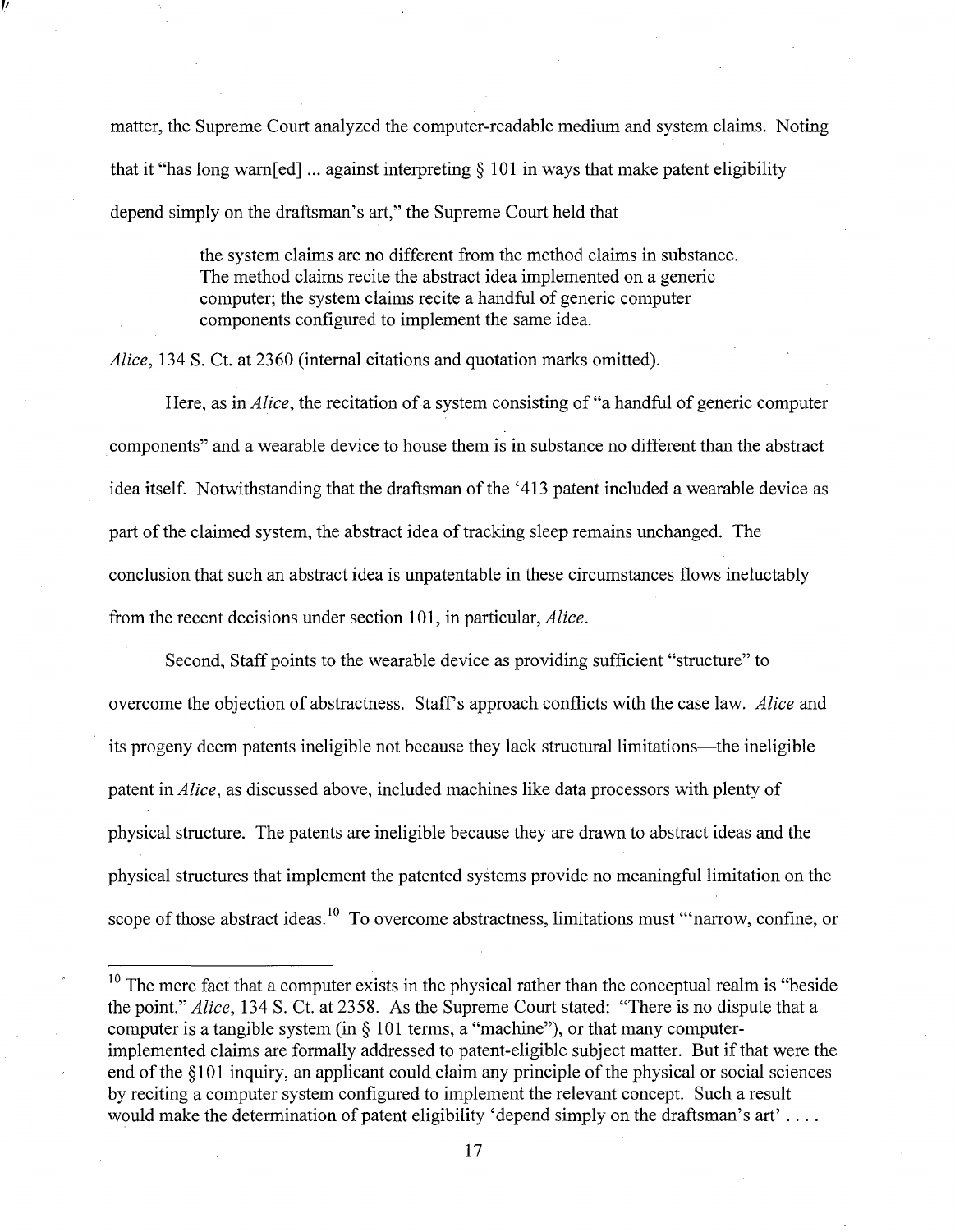matter, the Supreme Court analyzed the computer-readable medium and system claims. Noting that it "has long warn[ed] ... against interpreting § 101 in ways that make patent eligibility depend simply on the draftsman's art," the Supreme Court held that

> the system claims are no different from the method claims in substance. The method claims recite the abstract idea implemented on a generic computer; the system claims recite a handful of generic computer components configured to implement the same idea.

*Alice*, 134 S. Ct. at 2360 (internal citations and quotation marks omitted).

Here, as in *Alice*, the recitation of a system consisting of "a handful of generic computer components" and a wearable device to house them is in substance no different than the abstract idea itself. Notwithstanding that the draftsman of the '413 patent included a wearable device as part of the claimed system, the abstract idea of tracking sleep remains unchanged. The conclusion that such an abstract idea is unpatentable in these circumstances flows ineluctably from the recent decisions under section 101, in particular, *Alice*.

Second, Staff points to the wearable device as providing sufficient "structure" to overcome the objection of abstractness. Staff's approach conflicts with the case law. *Alice* and its progeny deem patents ineligible not because they lack structural limitations—the ineligible patent in *Alice*, as discussed above, included machines like data processors with plenty of physical structure. The patents are ineligible because they are drawn to abstract ideas and the physical structures that implement the patented systems provide no meaningful limitation on the scope of those abstract ideas.[10] To overcome abstractness, limitations must "'narrow, confine, or

---

[10] The mere fact that a computer exists in the physical rather than the conceptual realm is "beside the point." *Alice*, 134 S. Ct. at 2358. As the Supreme Court stated: "There is no dispute that a computer is a tangible system (in § 101 terms, a "machine"), or that many computer-implemented claims are formally addressed to patent-eligible subject matter. But if that were the end of the §101 inquiry, an applicant could claim any principle of the physical or social sciences by reciting a computer system configured to implement the relevant concept. Such a result would make the determination of patent eligibility 'depend simply on the draftsman's art' . . . .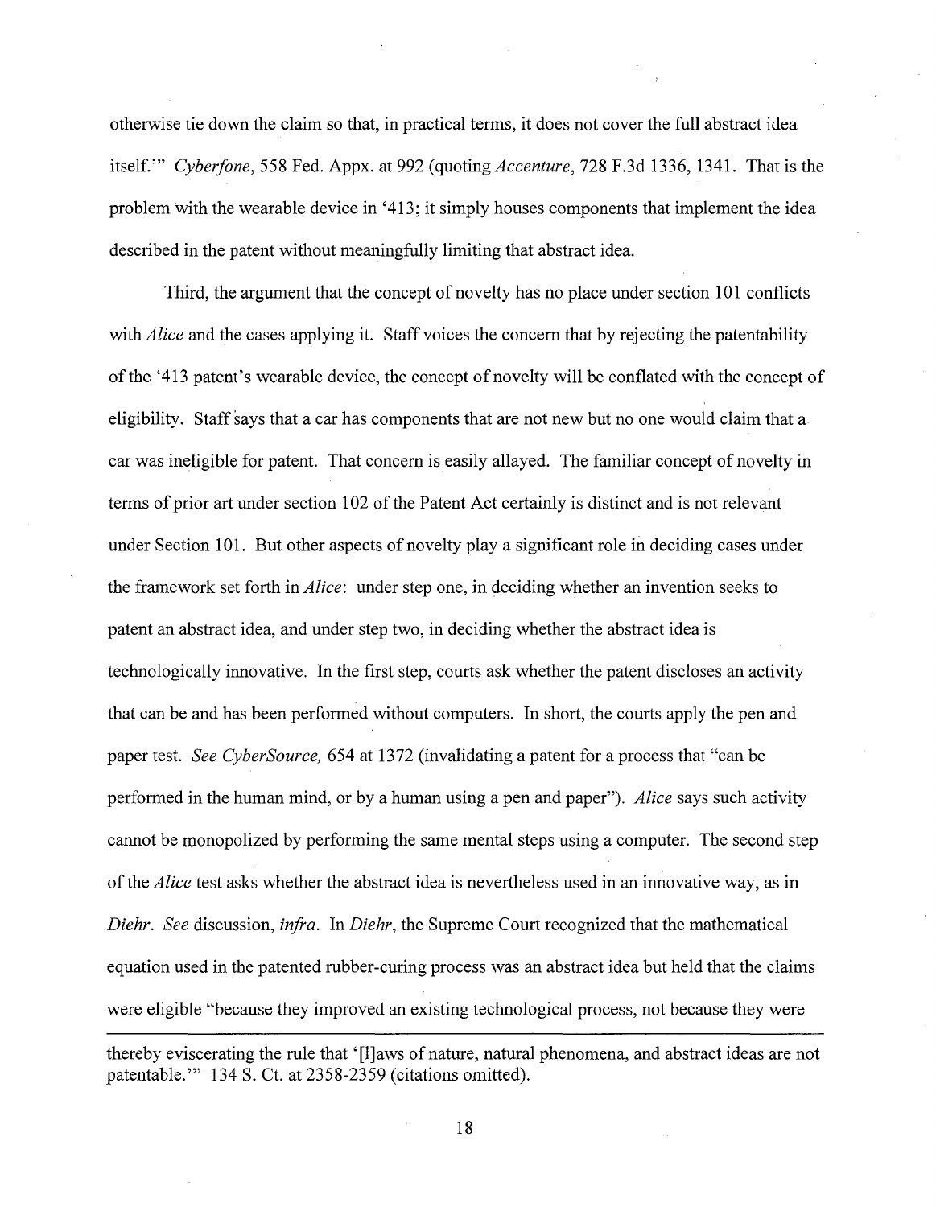otherwise tie down the claim so that, in practical terms, it does not cover the full abstract idea itself.'" *Cyberfone*, 558 Fed. Appx. at 992 (quoting *Accenture*, 728 F.3d 1336, 1341. That is the problem with the wearable device in '413; it simply houses components that implement the idea described in the patent without meaningfully limiting that abstract idea.

Third, the argument that the concept of novelty has no place under section 101 conflicts with *Alice* and the cases applying it. Staff voices the concern that by rejecting the patentability of the '413 patent's wearable device, the concept of novelty will be conflated with the concept of eligibility. Staff says that a car has components that are not new but no one would claim that a car was ineligible for patent. That concern is easily allayed. The familiar concept of novelty in terms of prior art under section 102 of the Patent Act certainly is distinct and is not relevant under Section 101. But other aspects of novelty play a significant role in deciding cases under the framework set forth in *Alice*: under step one, in deciding whether an invention seeks to patent an abstract idea, and under step two, in deciding whether the abstract idea is technologically innovative. In the first step, courts ask whether the patent discloses an activity that can be and has been performed without computers. In short, the courts apply the pen and paper test. *See CyberSource,* 654 at 1372 (invalidating a patent for a process that "can be performed in the human mind, or by a human using a pen and paper"). *Alice* says such activity cannot be monopolized by performing the same mental steps using a computer. The second step of the *Alice* test asks whether the abstract idea is nevertheless used in an innovative way, as in *Diehr*. *See* discussion, *infra*. In *Diehr*, the Supreme Court recognized that the mathematical equation used in the patented rubber-curing process was an abstract idea but held that the claims were eligible "because they improved an existing technological process, not because they were

---

thereby eviscerating the rule that '[l]aws of nature, natural phenomena, and abstract ideas are not patentable.'" 134 S. Ct. at 2358-2359 (citations omitted).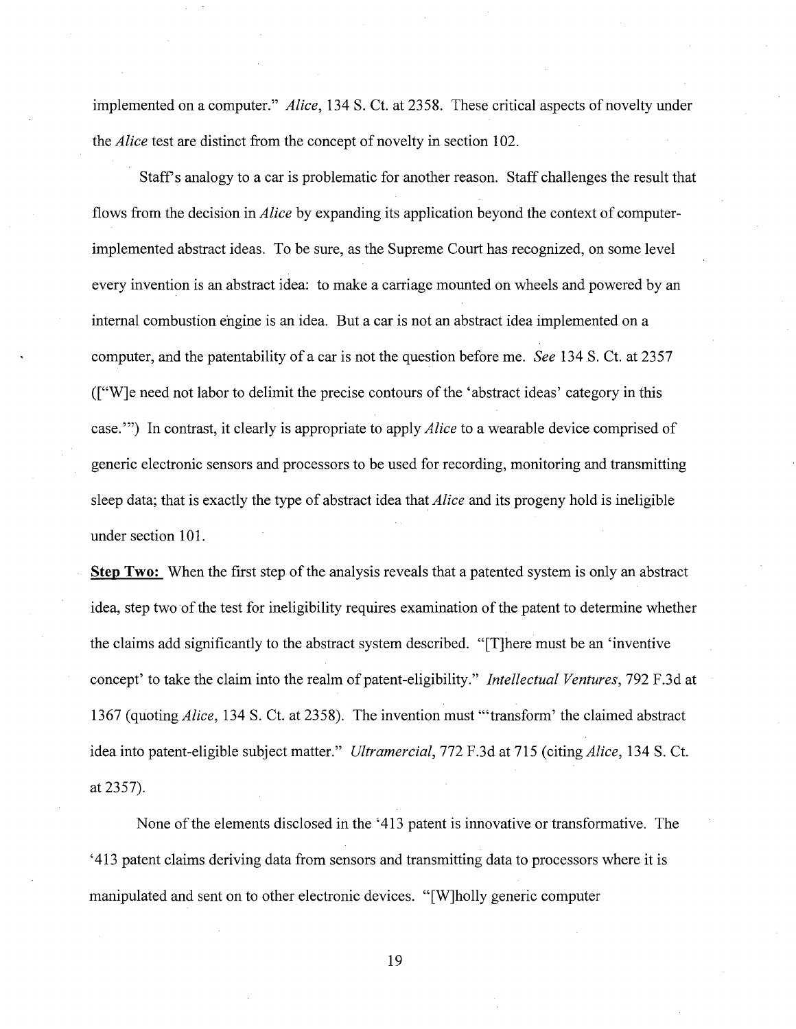implemented on a computer." *Alice*, 134 S. Ct. at 2358. These critical aspects of novelty under the *Alice* test are distinct from the concept of novelty in section 102.

Staff's analogy to a car is problematic for another reason. Staff challenges the result that flows from the decision in *Alice* by expanding its application beyond the context of computer-implemented abstract ideas. To be sure, as the Supreme Court has recognized, on some level every invention is an abstract idea: to make a carriage mounted on wheels and powered by an internal combustion engine is an idea. But a car is not an abstract idea implemented on a computer, and the patentability of a car is not the question before me. *See* 134 S. Ct. at 2357 (["W]e need not labor to delimit the precise contours of the 'abstract ideas' category in this case.'") In contrast, it clearly is appropriate to apply *Alice* to a wearable device comprised of generic electronic sensors and processors to be used for recording, monitoring and transmitting sleep data; that is exactly the type of abstract idea that *Alice* and its progeny hold is ineligible under section 101.

**Step Two:** When the first step of the analysis reveals that a patented system is only an abstract idea, step two of the test for ineligibility requires examination of the patent to determine whether the claims add significantly to the abstract system described. "[T]here must be an 'inventive concept' to take the claim into the realm of patent-eligibility." *Intellectual Ventures*, 792 F.3d at 1367 (quoting *Alice*, 134 S. Ct. at 2358). The invention must "'transform' the claimed abstract idea into patent-eligible subject matter." *Ultramercial*, 772 F.3d at 715 (citing *Alice*, 134 S. Ct. at 2357).

None of the elements disclosed in the '413 patent is innovative or transformative. The '413 patent claims deriving data from sensors and transmitting data to processors where it is manipulated and sent on to other electronic devices. "[W]holly generic computer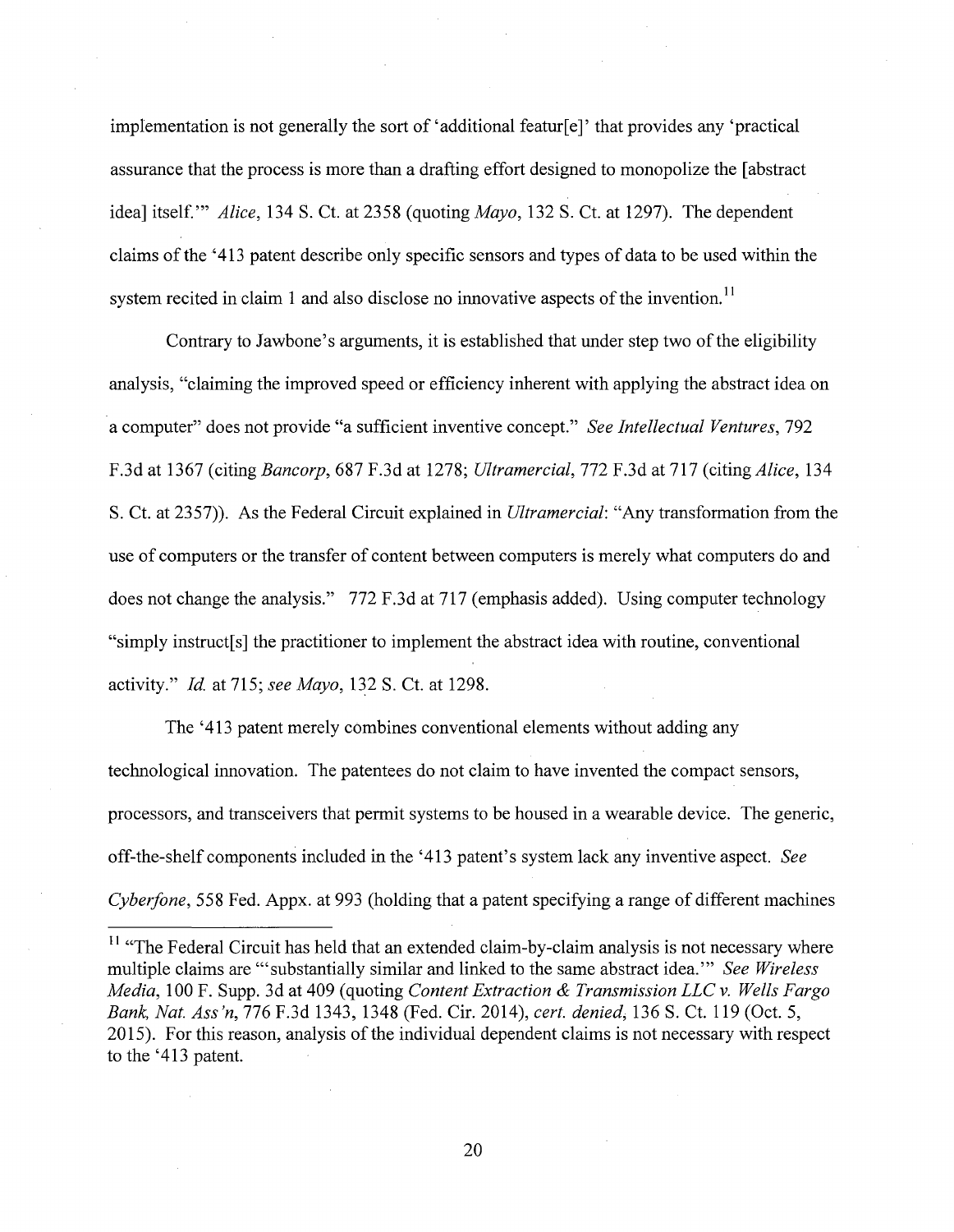implementation is not generally the sort of 'additional featur[e]' that provides any 'practical assurance that the process is more than a drafting effort designed to monopolize the [abstract idea] itself.'" *Alice*, 134 S. Ct. at 2358 (quoting *Mayo*, 132 S. Ct. at 1297). The dependent claims of the '413 patent describe only specific sensors and types of data to be used within the system recited in claim 1 and also disclose no innovative aspects of the invention.[11]

Contrary to Jawbone's arguments, it is established that under step two of the eligibility analysis, "claiming the improved speed or efficiency inherent with applying the abstract idea on a computer" does not provide "a sufficient inventive concept." *See Intellectual Ventures*, 792 F.3d at 1367 (citing *Bancorp*, 687 F.3d at 1278; *Ultramercial*, 772 F.3d at 717 (citing *Alice*, 134 S. Ct. at 2357)). As the Federal Circuit explained in *Ultramercial*: "Any transformation from the use of computers or the transfer of content between computers is merely what computers do and does not change the analysis." 772 F.3d at 717 (emphasis added). Using computer technology "simply instruct[s] the practitioner to implement the abstract idea with routine, conventional activity." *Id.* at 715; *see Mayo*, 132 S. Ct. at 1298.

The '413 patent merely combines conventional elements without adding any technological innovation. The patentees do not claim to have invented the compact sensors, processors, and transceivers that permit systems to be housed in a wearable device. The generic, off-the-shelf components included in the '413 patent's system lack any inventive aspect. *See Cyberfone*, 558 Fed. Appx. at 993 (holding that a patent specifying a range of different machines

[11] "The Federal Circuit has held that an extended claim-by-claim analysis is not necessary where multiple claims are '"substantially similar and linked to the same abstract idea.'" *See Wireless Media*, 100 F. Supp. 3d at 409 (quoting *Content Extraction & Transmission LLC v. Wells Fargo Bank, Nat. Ass'n*, 776 F.3d 1343, 1348 (Fed. Cir. 2014), *cert. denied*, 136 S. Ct. 119 (Oct. 5, 2015). For this reason, analysis of the individual dependent claims is not necessary with respect to the '413 patent.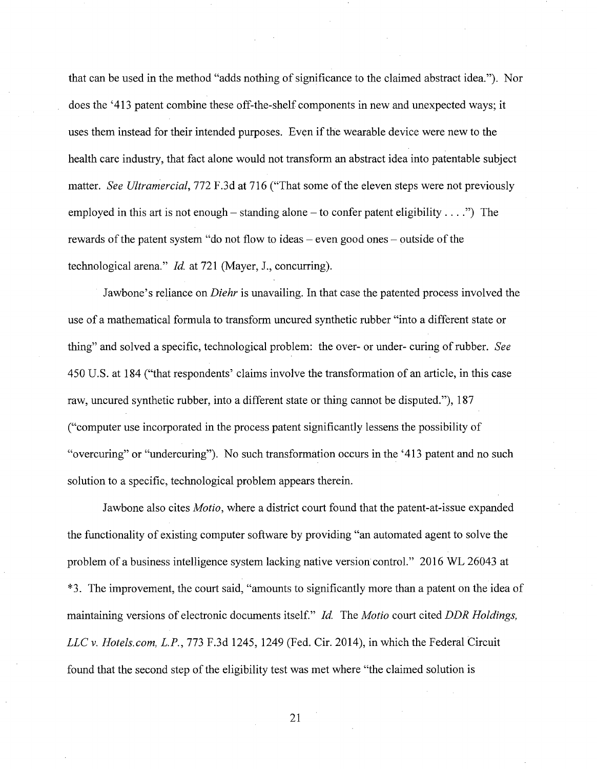that can be used in the method "adds nothing of significance to the claimed abstract idea."). Nor does the '413 patent combine these off-the-shelf components in new and unexpected ways; it uses them instead for their intended purposes. Even if the wearable device were new to the health care industry, that fact alone would not transform an abstract idea into patentable subject matter. *See Ultramercial*, 772 F.3d at 716 ("That some of the eleven steps were not previously employed in this art is not enough – standing alone – to confer patent eligibility . . . .") The rewards of the patent system "do not flow to ideas – even good ones – outside of the technological arena." *Id.* at 721 (Mayer, J., concurring).

Jawbone's reliance on *Diehr* is unavailing. In that case the patented process involved the use of a mathematical formula to transform uncured synthetic rubber "into a different state or thing" and solved a specific, technological problem: the over- or under- curing of rubber. *See* 450 U.S. at 184 ("that respondents' claims involve the transformation of an article, in this case raw, uncured synthetic rubber, into a different state or thing cannot be disputed."), 187 ("computer use incorporated in the process patent significantly lessens the possibility of "overcuring" or "undercuring"). No such transformation occurs in the '413 patent and no such solution to a specific, technological problem appears therein.

Jawbone also cites *Motio*, where a district court found that the patent-at-issue expanded the functionality of existing computer software by providing "an automated agent to solve the problem of a business intelligence system lacking native version control." 2016 WL 26043 at *3. The improvement, the court said, "amounts to significantly more than a patent on the idea of maintaining versions of electronic documents itself." *Id.* The *Motio* court cited *DDR Holdings, LLC v. Hotels.com, L.P.*, 773 F.3d 1245, 1249 (Fed. Cir. 2014), in which the Federal Circuit found that the second step of the eligibility test was met where "the claimed solution is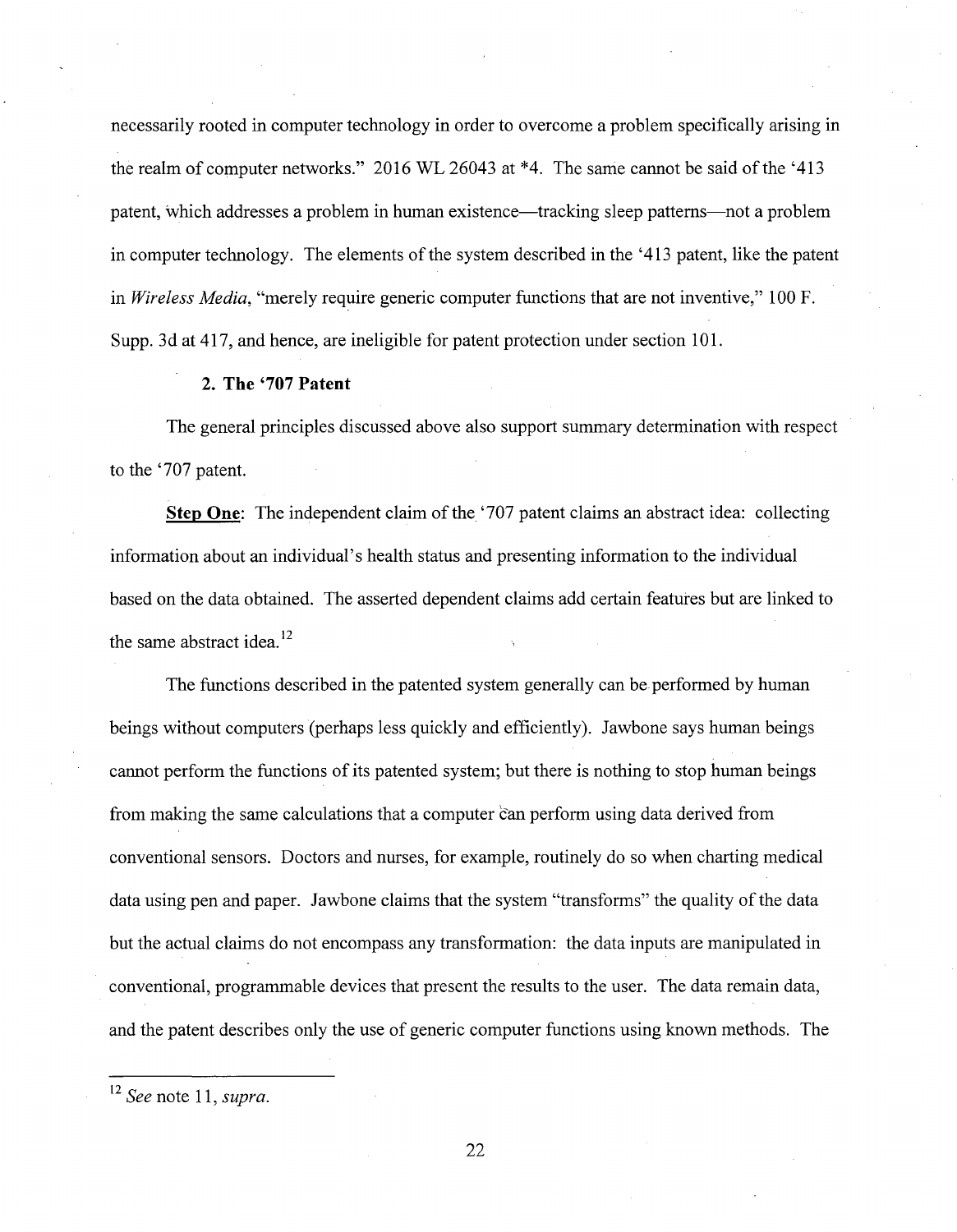necessarily rooted in computer technology in order to overcome a problem specifically arising in the realm of computer networks." 2016 WL 26043 at *4. The same cannot be said of the '413 patent, which addresses a problem in human existence—tracking sleep patterns—not a problem in computer technology. The elements of the system described in the '413 patent, like the patent in *Wireless Media*, "merely require generic computer functions that are not inventive," 100 F. Supp. 3d at 417, and hence, are ineligible for patent protection under section 101.

### 2. The '707 Patent

The general principles discussed above also support summary determination with respect to the '707 patent.

**Step One**: The independent claim of the '707 patent claims an abstract idea: collecting information about an individual's health status and presenting information to the individual based on the data obtained. The asserted dependent claims add certain features but are linked to the same abstract idea.[12]

The functions described in the patented system generally can be performed by human beings without computers (perhaps less quickly and efficiently). Jawbone says human beings cannot perform the functions of its patented system; but there is nothing to stop human beings from making the same calculations that a computer can perform using data derived from conventional sensors. Doctors and nurses, for example, routinely do so when charting medical data using pen and paper. Jawbone claims that the system "transforms" the quality of the data but the actual claims do not encompass any transformation: the data inputs are manipulated in conventional, programmable devices that present the results to the user. The data remain data, and the patent describes only the use of generic computer functions using known methods. The

---

[12] *See* note 11, *supra*.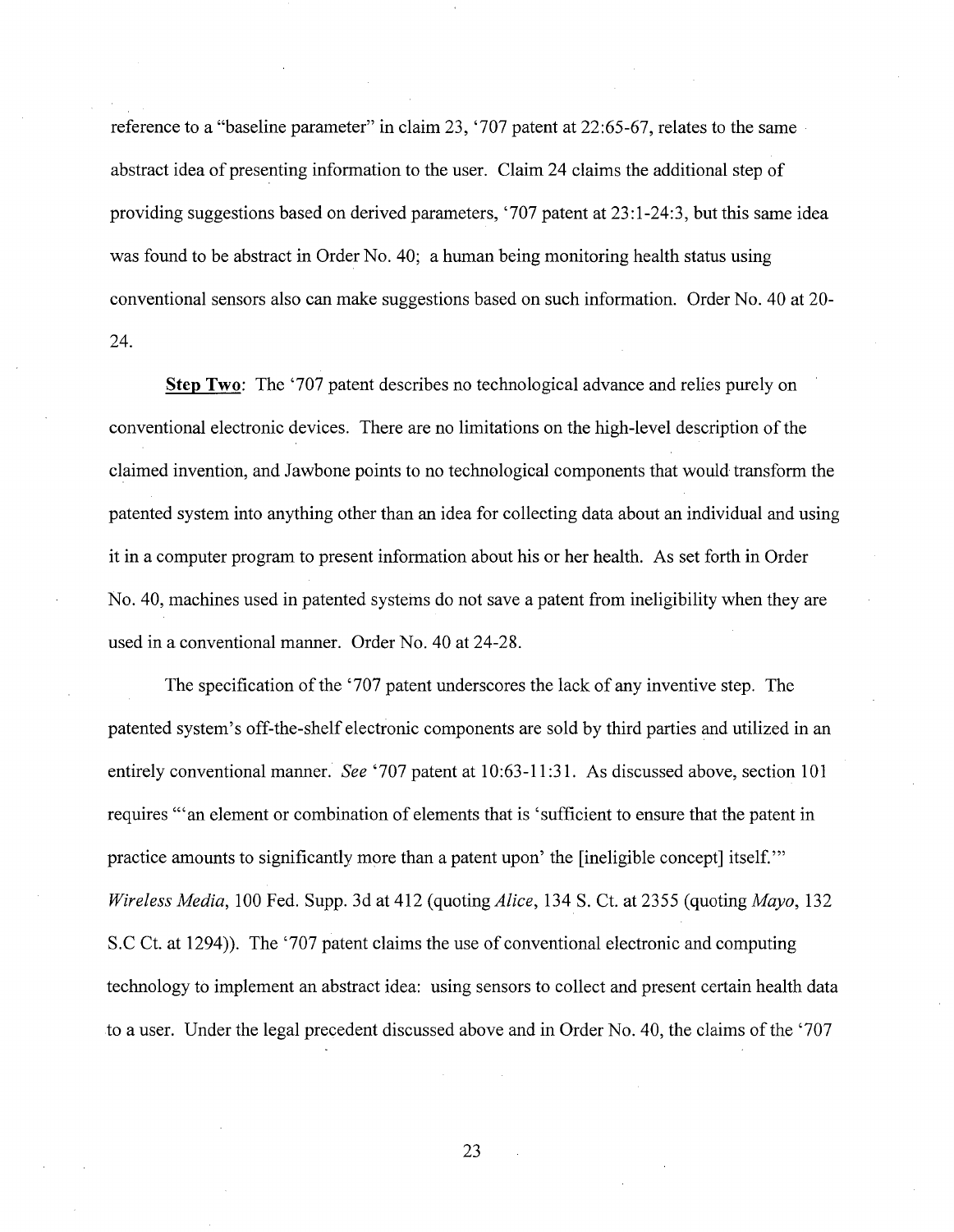reference to a "baseline parameter" in claim 23, '707 patent at 22:65-67, relates to the same abstract idea of presenting information to the user. Claim 24 claims the additional step of providing suggestions based on derived parameters, '707 patent at 23:1-24:3, but this same idea was found to be abstract in Order No. 40; a human being monitoring health status using conventional sensors also can make suggestions based on such information. Order No. 40 at 20-24.

**Step Two**: The '707 patent describes no technological advance and relies purely on conventional electronic devices. There are no limitations on the high-level description of the claimed invention, and Jawbone points to no technological components that would transform the patented system into anything other than an idea for collecting data about an individual and using it in a computer program to present information about his or her health. As set forth in Order No. 40, machines used in patented systems do not save a patent from ineligibility when they are used in a conventional manner. Order No. 40 at 24-28.

The specification of the '707 patent underscores the lack of any inventive step. The patented system's off-the-shelf electronic components are sold by third parties and utilized in an entirely conventional manner. *See* '707 patent at 10:63-11:31. As discussed above, section 101 requires "'an element or combination of elements that is 'sufficient to ensure that the patent in practice amounts to significantly more than a patent upon' the [ineligible concept] itself.'" *Wireless Media*, 100 Fed. Supp. 3d at 412 (quoting *Alice*, 134 S. Ct. at 2355 (quoting *Mayo*, 132 S.C Ct. at 1294)). The '707 patent claims the use of conventional electronic and computing technology to implement an abstract idea: using sensors to collect and present certain health data to a user. Under the legal precedent discussed above and in Order No. 40, the claims of the '707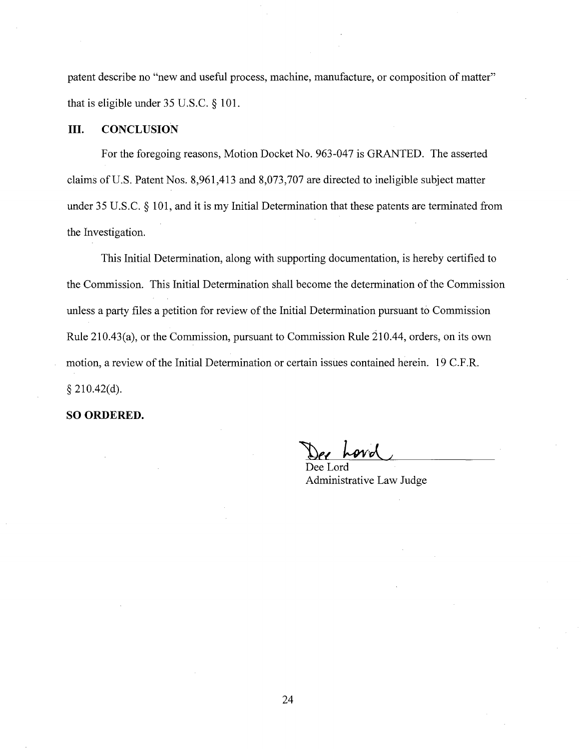patent describe no "new and useful process, machine, manufacture, or composition of matter" that is eligible under 35 U.S.C. § 101.

## III. CONCLUSION

For the foregoing reasons, Motion Docket No. 963-047 is GRANTED. The asserted claims of U.S. Patent Nos. 8,961,413 and 8,073,707 are directed to ineligible subject matter under 35 U.S.C. § 101, and it is my Initial Determination that these patents are terminated from the Investigation.

This Initial Determination, along with supporting documentation, is hereby certified to the Commission. This Initial Determination shall become the determination of the Commission unless a party files a petition for review of the Initial Determination pursuant to Commission Rule 210.43(a), or the Commission, pursuant to Commission Rule 210.44, orders, on its own motion, a review of the Initial Determination or certain issues contained herein. 19 C.F.R. § 210.42(d).

**SO ORDERED.**

Dee Lord
Administrative Law Judge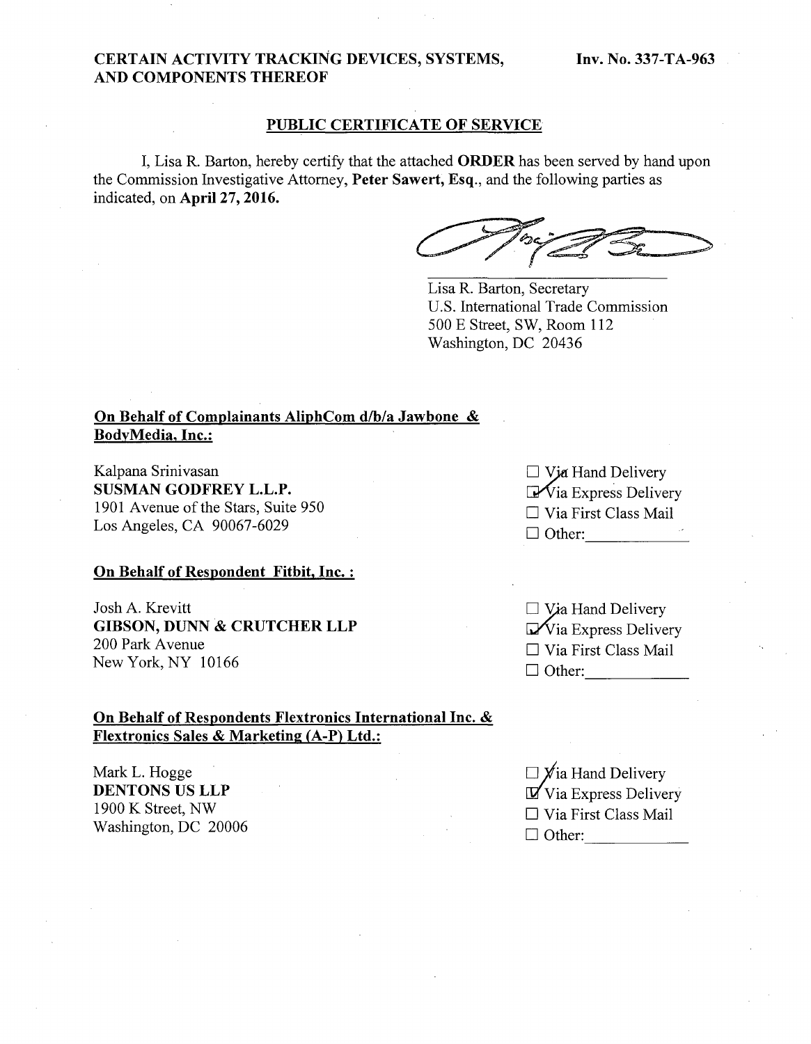**CERTAIN ACTIVITY TRACKING DEVICES, SYSTEMS, AND COMPONENTS THEREOF**

**Inv. No. 337-TA-963**

## PUBLIC CERTIFICATE OF SERVICE

I, Lisa R. Barton, hereby certify that the attached **ORDER** has been served by hand upon the Commission Investigative Attorney, **Peter Sawert, Esq.**, and the following parties as indicated, on **April 27, 2016.**

Lisa R. Barton, Secretary
U.S. International Trade Commission
500 E Street, SW, Room 112
Washington, DC 20436

**On Behalf of Complainants AliphCom d/b/a Jawbone & BodyMedia, Inc.:**

Kalpana Srinivasan
**SUSMAN GODFREY L.L.P.**
1901 Avenue of the Stars, Suite 950
Los Angeles, CA 90067-6029

☐ Via Hand Delivery
☑ Via Express Delivery
☐ Via First Class Mail
☐ Other: ____________

**On Behalf of Respondent Fitbit, Inc. :**

Josh A. Krevitt
**GIBSON, DUNN & CRUTCHER LLP**
200 Park Avenue
New York, NY 10166

☐ Via Hand Delivery
☑ Via Express Delivery
☐ Via First Class Mail
☐ Other: ____________

**On Behalf of Respondents Flextronics International Inc. & Flextronics Sales & Marketing (A-P) Ltd.:**

Mark L. Hogge
**DENTONS US LLP**
1900 K Street, NW
Washington, DC 20006

☐ Via Hand Delivery
☑ Via Express Delivery
☐ Via First Class Mail
☐ Other: ____________